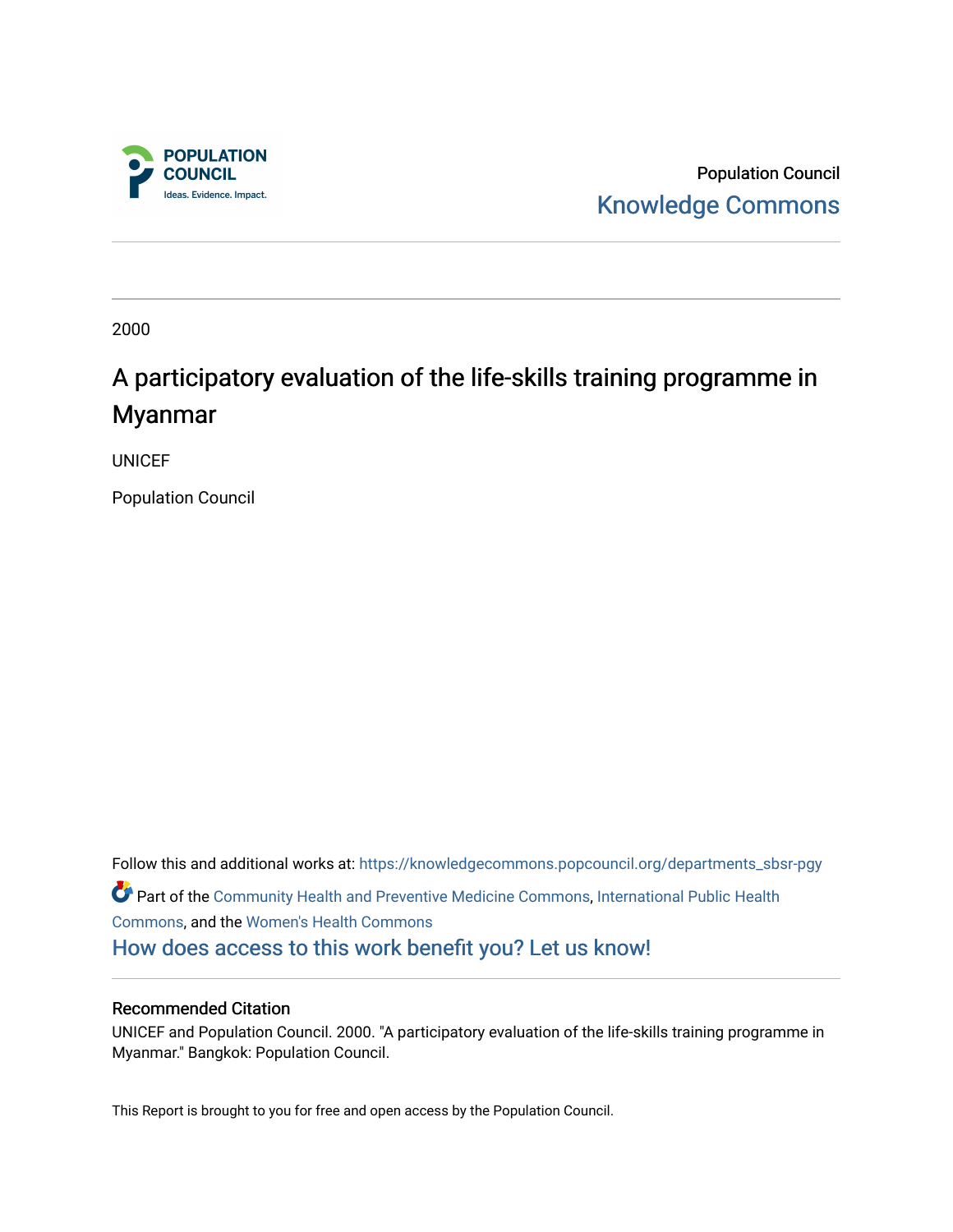Population Council

Knowledge Commons

2000

# A participatory evaluation of the life-skills training programme in Myanmar

UNICEF

Population Council

Follow this and additional works at: https://knowledgecommons.popcouncil.org/departments_sbsr-pgy

Part of the Community Health and Preventive Medicine Commons, International Public Health Commons, and the Women's Health Commons

How does access to this work benefit you? Let us know!

## Recommended Citation

UNICEF and Population Council. 2000. "A participatory evaluation of the life-skills training programme in Myanmar." Bangkok: Population Council.

This Report is brought to you for free and open access by the Population Council.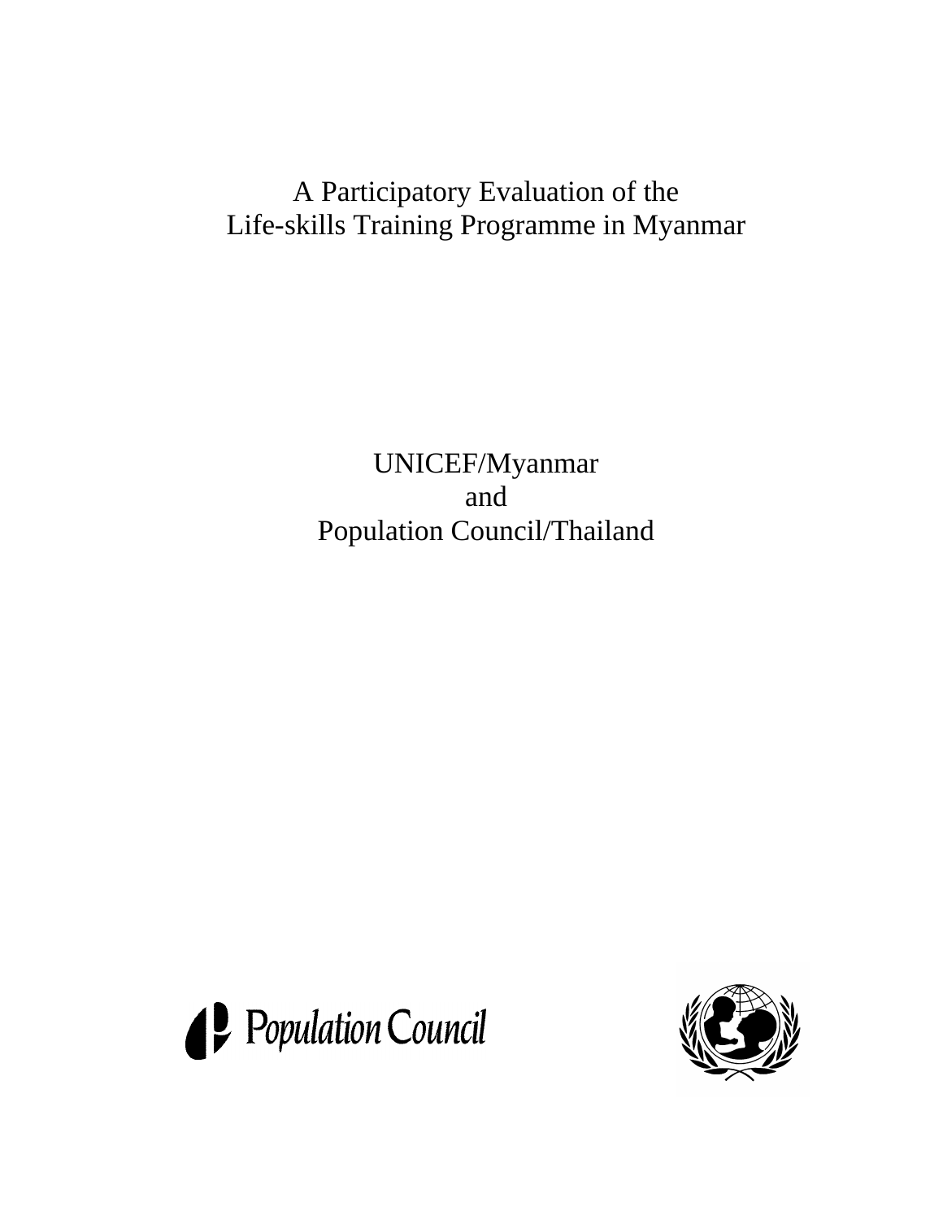# A Participatory Evaluation of the Life-skills Training Programme in Myanmar

UNICEF/Myanmar
and
Population Council/Thailand

Population Council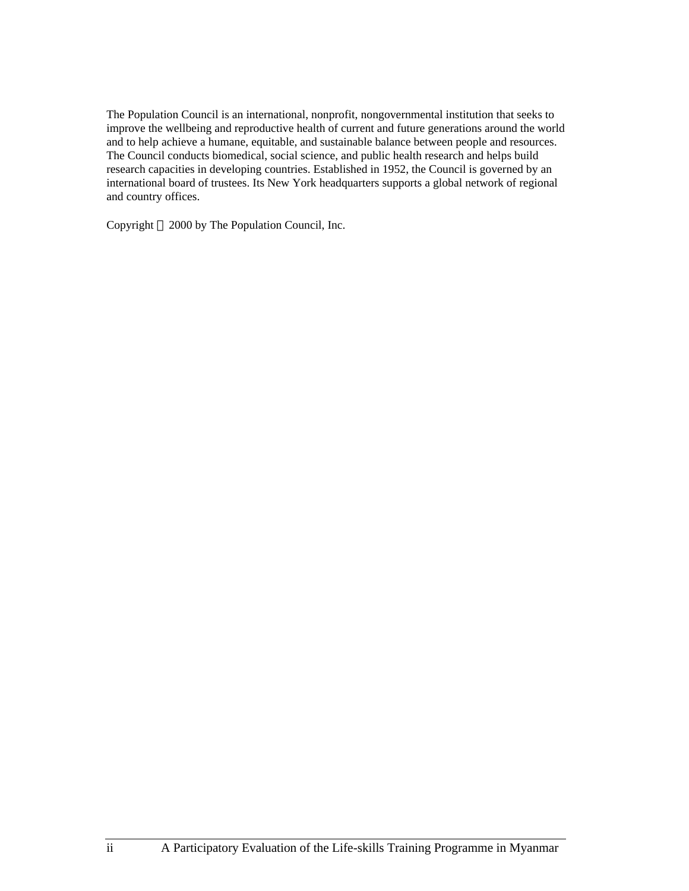The Population Council is an international, nonprofit, nongovernmental institution that seeks to improve the wellbeing and reproductive health of current and future generations around the world and to help achieve a humane, equitable, and sustainable balance between people and resources. The Council conducts biomedical, social science, and public health research and helps build research capacities in developing countries. Established in 1952, the Council is governed by an international board of trustees. Its New York headquarters supports a global network of regional and country offices.

Copyright © 2000 by The Population Council, Inc.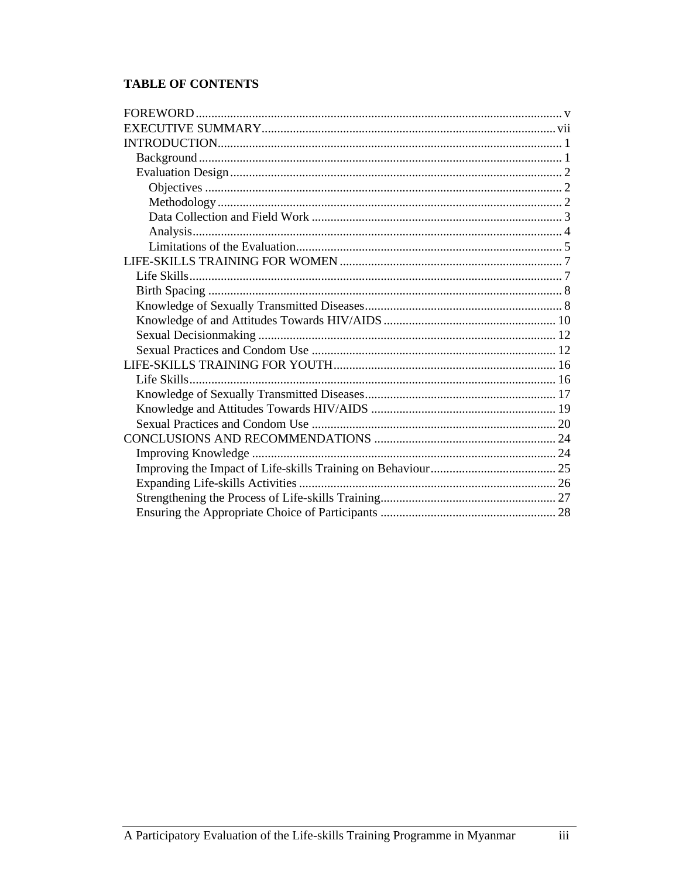# TABLE OF CONTENTS

FOREWORD .................................................................................................................. v
EXECUTIVE SUMMARY.......................................................................................... vii
INTRODUCTION.......................................................................................................... 1
  Background ................................................................................................................ 1
  Evaluation Design ...................................................................................................... 2
    Objectives .............................................................................................................. 2
    Methodology .......................................................................................................... 2
    Data Collection and Field Work ............................................................................ 3
    Analysis .................................................................................................................. 4
    Limitations of the Evaluation................................................................................. 5
LIFE-SKILLS TRAINING FOR WOMEN ................................................................... 7
  Life Skills ................................................................................................................... 7
  Birth Spacing ............................................................................................................. 8
  Knowledge of Sexually Transmitted Diseases ........................................................... 8
  Knowledge of and Attitudes Towards HIV/AIDS .................................................... 10
  Sexual Decisionmaking ............................................................................................ 12
  Sexual Practices and Condom Use ........................................................................... 12
LIFE-SKILLS TRAINING FOR YOUTH.................................................................... 16
  Life Skills ................................................................................................................. 16
  Knowledge of Sexually Transmitted Diseases ......................................................... 17
  Knowledge and Attitudes Towards HIV/AIDS ........................................................ 19
  Sexual Practices and Condom Use ........................................................................... 20
CONCLUSIONS AND RECOMMENDATIONS ....................................................... 24
  Improving Knowledge .............................................................................................. 24
  Improving the Impact of Life-skills Training on Behaviour..................................... 25
  Expanding Life-skills Activities ............................................................................... 26
  Strengthening the Process of Life-skills Training..................................................... 27
  Ensuring the Appropriate Choice of Participants ..................................................... 28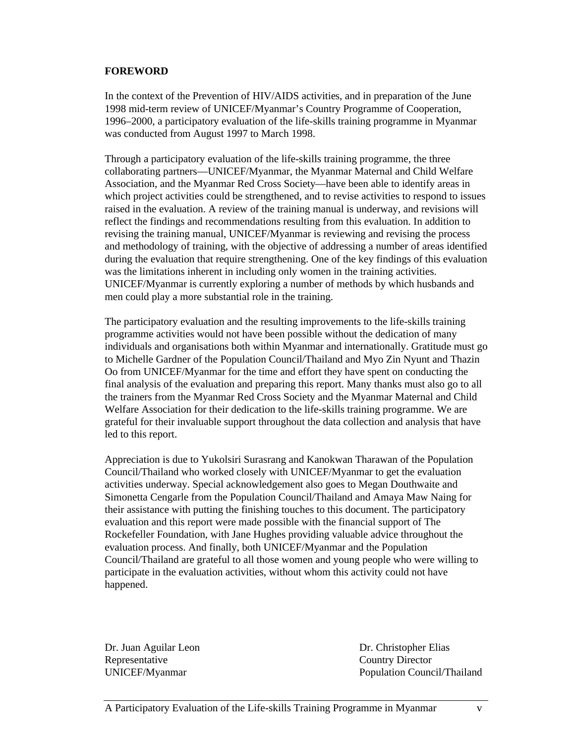## FOREWORD

In the context of the Prevention of HIV/AIDS activities, and in preparation of the June 1998 mid-term review of UNICEF/Myanmar's Country Programme of Cooperation, 1996–2000, a participatory evaluation of the life-skills training programme in Myanmar was conducted from August 1997 to March 1998.

Through a participatory evaluation of the life-skills training programme, the three collaborating partners—UNICEF/Myanmar, the Myanmar Maternal and Child Welfare Association, and the Myanmar Red Cross Society—have been able to identify areas in which project activities could be strengthened, and to revise activities to respond to issues raised in the evaluation. A review of the training manual is underway, and revisions will reflect the findings and recommendations resulting from this evaluation. In addition to revising the training manual, UNICEF/Myanmar is reviewing and revising the process and methodology of training, with the objective of addressing a number of areas identified during the evaluation that require strengthening. One of the key findings of this evaluation was the limitations inherent in including only women in the training activities. UNICEF/Myanmar is currently exploring a number of methods by which husbands and men could play a more substantial role in the training.

The participatory evaluation and the resulting improvements to the life-skills training programme activities would not have been possible without the dedication of many individuals and organisations both within Myanmar and internationally. Gratitude must go to Michelle Gardner of the Population Council/Thailand and Myo Zin Nyunt and Thazin Oo from UNICEF/Myanmar for the time and effort they have spent on conducting the final analysis of the evaluation and preparing this report. Many thanks must also go to all the trainers from the Myanmar Red Cross Society and the Myanmar Maternal and Child Welfare Association for their dedication to the life-skills training programme. We are grateful for their invaluable support throughout the data collection and analysis that have led to this report.

Appreciation is due to Yukolsiri Surasrang and Kanokwan Tharawan of the Population Council/Thailand who worked closely with UNICEF/Myanmar to get the evaluation activities underway. Special acknowledgement also goes to Megan Douthwaite and Simonetta Cengarle from the Population Council/Thailand and Amaya Maw Naing for their assistance with putting the finishing touches to this document. The participatory evaluation and this report were made possible with the financial support of The Rockefeller Foundation, with Jane Hughes providing valuable advice throughout the evaluation process. And finally, both UNICEF/Myanmar and the Population Council/Thailand are grateful to all those women and young people who were willing to participate in the evaluation activities, without whom this activity could not have happened.

Dr. Juan Aguilar Leon
Representative
UNICEF/Myanmar

Dr. Christopher Elias
Country Director
Population Council/Thailand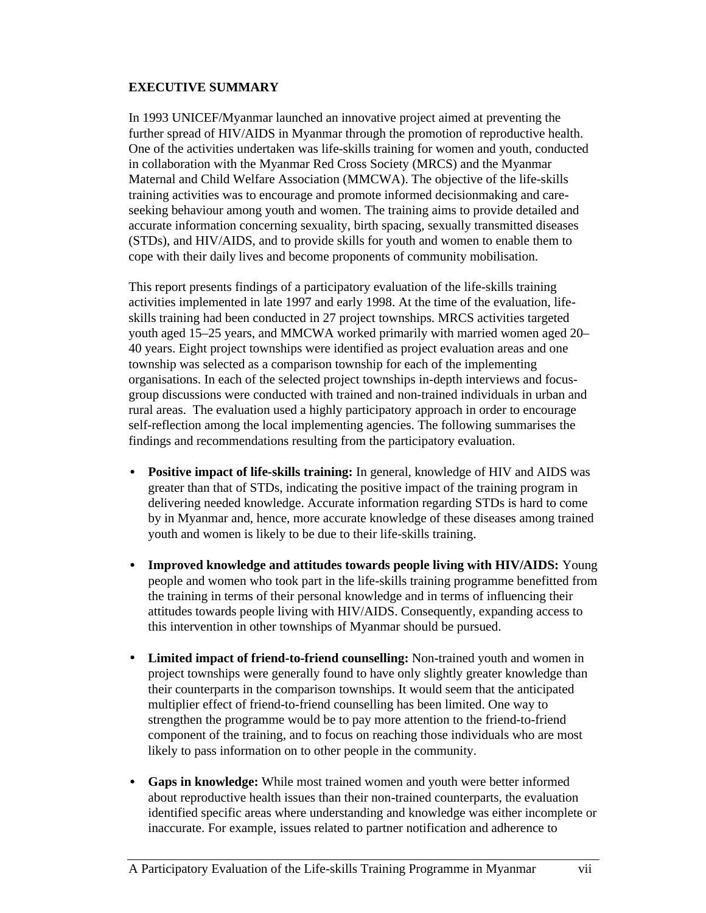## EXECUTIVE SUMMARY

In 1993 UNICEF/Myanmar launched an innovative project aimed at preventing the further spread of HIV/AIDS in Myanmar through the promotion of reproductive health. One of the activities undertaken was life-skills training for women and youth, conducted in collaboration with the Myanmar Red Cross Society (MRCS) and the Myanmar Maternal and Child Welfare Association (MMCWA). The objective of the life-skills training activities was to encourage and promote informed decisionmaking and care-seeking behaviour among youth and women. The training aims to provide detailed and accurate information concerning sexuality, birth spacing, sexually transmitted diseases (STDs), and HIV/AIDS, and to provide skills for youth and women to enable them to cope with their daily lives and become proponents of community mobilisation.

This report presents findings of a participatory evaluation of the life-skills training activities implemented in late 1997 and early 1998. At the time of the evaluation, life-skills training had been conducted in 27 project townships. MRCS activities targeted youth aged 15–25 years, and MMCWA worked primarily with married women aged 20–40 years. Eight project townships were identified as project evaluation areas and one township was selected as a comparison township for each of the implementing organisations. In each of the selected project townships in-depth interviews and focus-group discussions were conducted with trained and non-trained individuals in urban and rural areas. The evaluation used a highly participatory approach in order to encourage self-reflection among the local implementing agencies. The following summarises the findings and recommendations resulting from the participatory evaluation.

- **Positive impact of life-skills training:** In general, knowledge of HIV and AIDS was greater than that of STDs, indicating the positive impact of the training program in delivering needed knowledge. Accurate information regarding STDs is hard to come by in Myanmar and, hence, more accurate knowledge of these diseases among trained youth and women is likely to be due to their life-skills training.

- **Improved knowledge and attitudes towards people living with HIV/AIDS:** Young people and women who took part in the life-skills training programme benefitted from the training in terms of their personal knowledge and in terms of influencing their attitudes towards people living with HIV/AIDS. Consequently, expanding access to this intervention in other townships of Myanmar should be pursued.

- **Limited impact of friend-to-friend counselling:** Non-trained youth and women in project townships were generally found to have only slightly greater knowledge than their counterparts in the comparison townships. It would seem that the anticipated multiplier effect of friend-to-friend counselling has been limited. One way to strengthen the programme would be to pay more attention to the friend-to-friend component of the training, and to focus on reaching those individuals who are most likely to pass information on to other people in the community.

- **Gaps in knowledge:** While most trained women and youth were better informed about reproductive health issues than their non-trained counterparts, the evaluation identified specific areas where understanding and knowledge was either incomplete or inaccurate. For example, issues related to partner notification and adherence to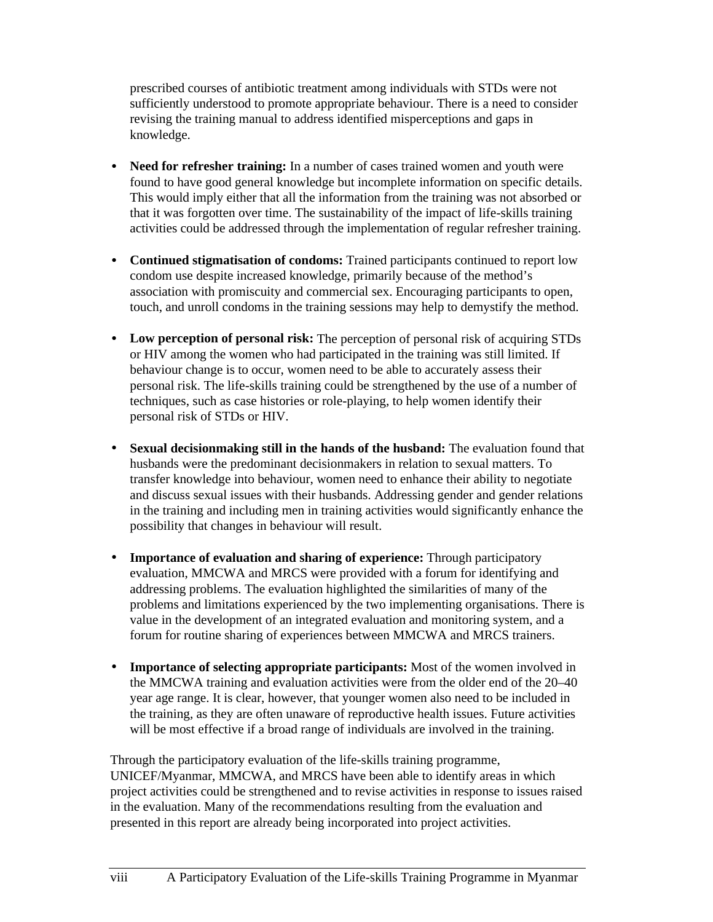prescribed courses of antibiotic treatment among individuals with STDs were not sufficiently understood to promote appropriate behaviour. There is a need to consider revising the training manual to address identified misperceptions and gaps in knowledge.

- **Need for refresher training:** In a number of cases trained women and youth were found to have good general knowledge but incomplete information on specific details. This would imply either that all the information from the training was not absorbed or that it was forgotten over time. The sustainability of the impact of life-skills training activities could be addressed through the implementation of regular refresher training.

- **Continued stigmatisation of condoms:** Trained participants continued to report low condom use despite increased knowledge, primarily because of the method's association with promiscuity and commercial sex. Encouraging participants to open, touch, and unroll condoms in the training sessions may help to demystify the method.

- **Low perception of personal risk:** The perception of personal risk of acquiring STDs or HIV among the women who had participated in the training was still limited. If behaviour change is to occur, women need to be able to accurately assess their personal risk. The life-skills training could be strengthened by the use of a number of techniques, such as case histories or role-playing, to help women identify their personal risk of STDs or HIV.

- **Sexual decisionmaking still in the hands of the husband:** The evaluation found that husbands were the predominant decisionmakers in relation to sexual matters. To transfer knowledge into behaviour, women need to enhance their ability to negotiate and discuss sexual issues with their husbands. Addressing gender and gender relations in the training and including men in training activities would significantly enhance the possibility that changes in behaviour will result.

- **Importance of evaluation and sharing of experience:** Through participatory evaluation, MMCWA and MRCS were provided with a forum for identifying and addressing problems. The evaluation highlighted the similarities of many of the problems and limitations experienced by the two implementing organisations. There is value in the development of an integrated evaluation and monitoring system, and a forum for routine sharing of experiences between MMCWA and MRCS trainers.

- **Importance of selecting appropriate participants:** Most of the women involved in the MMCWA training and evaluation activities were from the older end of the 20–40 year age range. It is clear, however, that younger women also need to be included in the training, as they are often unaware of reproductive health issues. Future activities will be most effective if a broad range of individuals are involved in the training.

Through the participatory evaluation of the life-skills training programme, UNICEF/Myanmar, MMCWA, and MRCS have been able to identify areas in which project activities could be strengthened and to revise activities in response to issues raised in the evaluation. Many of the recommendations resulting from the evaluation and presented in this report are already being incorporated into project activities.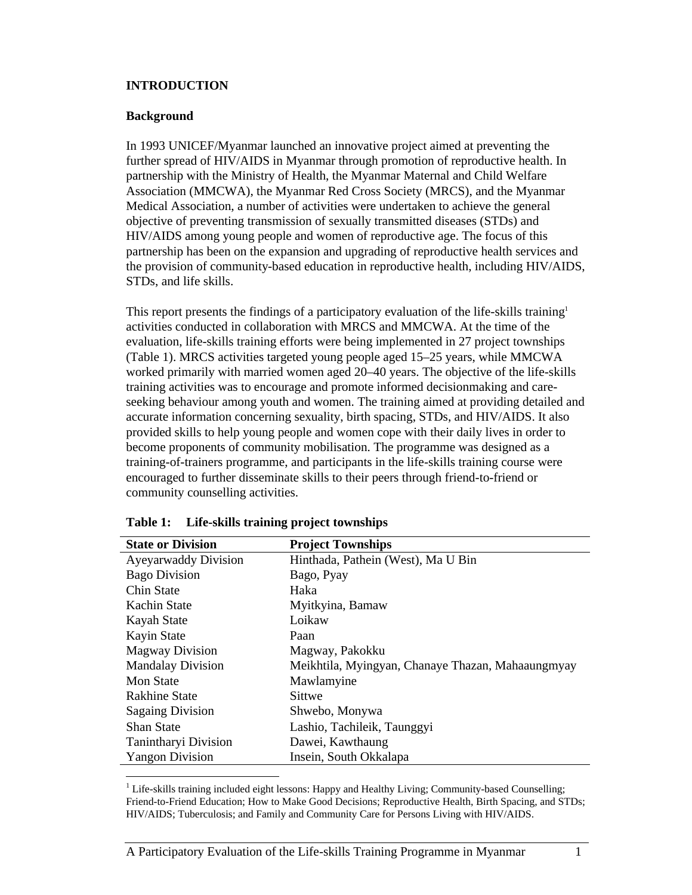# INTRODUCTION

## Background

In 1993 UNICEF/Myanmar launched an innovative project aimed at preventing the further spread of HIV/AIDS in Myanmar through promotion of reproductive health. In partnership with the Ministry of Health, the Myanmar Maternal and Child Welfare Association (MMCWA), the Myanmar Red Cross Society (MRCS), and the Myanmar Medical Association, a number of activities were undertaken to achieve the general objective of preventing transmission of sexually transmitted diseases (STDs) and HIV/AIDS among young people and women of reproductive age. The focus of this partnership has been on the expansion and upgrading of reproductive health services and the provision of community-based education in reproductive health, including HIV/AIDS, STDs, and life skills.

This report presents the findings of a participatory evaluation of the life-skills training[1] activities conducted in collaboration with MRCS and MMCWA. At the time of the evaluation, life-skills training efforts were being implemented in 27 project townships (Table 1). MRCS activities targeted young people aged 15–25 years, while MMCWA worked primarily with married women aged 20–40 years. The objective of the life-skills training activities was to encourage and promote informed decisionmaking and care-seeking behaviour among youth and women. The training aimed at providing detailed and accurate information concerning sexuality, birth spacing, STDs, and HIV/AIDS. It also provided skills to help young people and women cope with their daily lives in order to become proponents of community mobilisation. The programme was designed as a training-of-trainers programme, and participants in the life-skills training course were encouraged to further disseminate skills to their peers through friend-to-friend or community counselling activities.

**Table 1: Life-skills training project townships**

| State or Division | Project Townships |
|---|---|
| Ayeyarwaddy Division | Hinthada, Pathein (West), Ma U Bin |
| Bago Division | Bago, Pyay |
| Chin State | Haka |
| Kachin State | Myitkyina, Bamaw |
| Kayah State | Loikaw |
| Kayin State | Paan |
| Magway Division | Magway, Pakokku |
| Mandalay Division | Meikhtila, Myingyan, Chanaye Thazan, Mahaaungmyay |
| Mon State | Mawlamyine |
| Rakhine State | Sittwe |
| Sagaing Division | Shwebo, Monywa |
| Shan State | Lashio, Tachileik, Taunggyi |
| Tanintharyi Division | Dawei, Kawthaung |
| Yangon Division | Insein, South Okkalapa |

[1] Life-skills training included eight lessons: Happy and Healthy Living; Community-based Counselling; Friend-to-Friend Education; How to Make Good Decisions; Reproductive Health, Birth Spacing, and STDs; HIV/AIDS; Tuberculosis; and Family and Community Care for Persons Living with HIV/AIDS.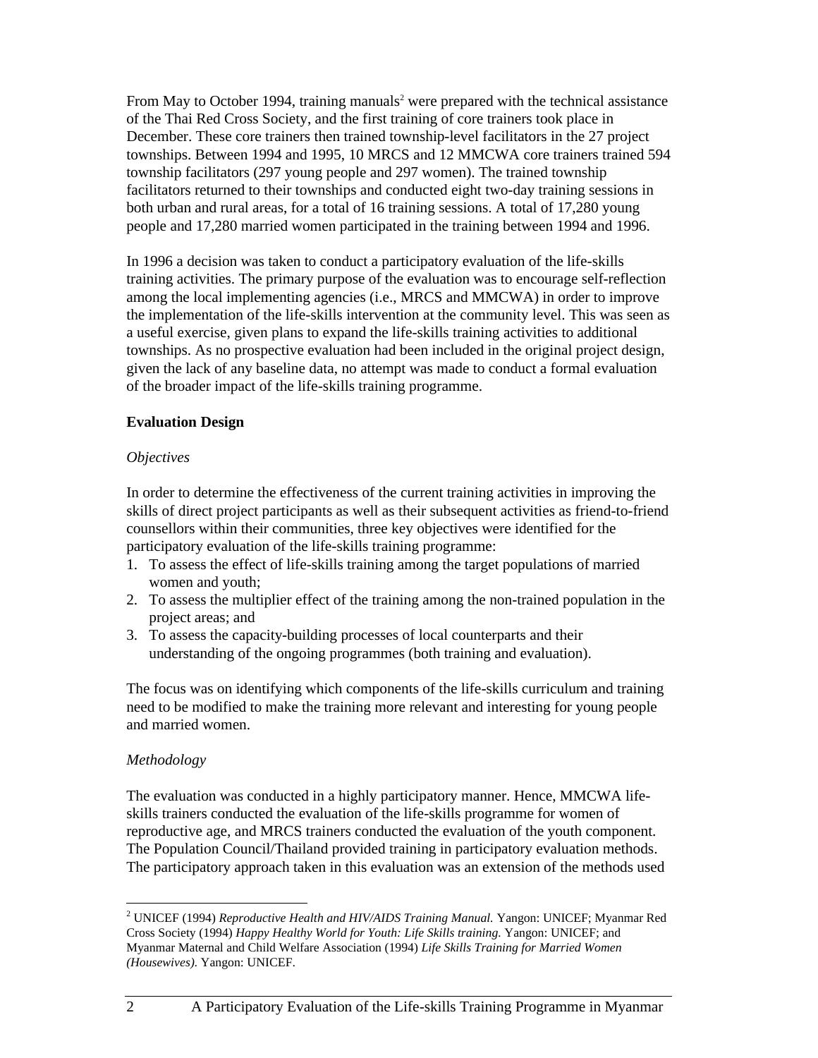From May to October 1994, training manuals[2] were prepared with the technical assistance of the Thai Red Cross Society, and the first training of core trainers took place in December. These core trainers then trained township-level facilitators in the 27 project townships. Between 1994 and 1995, 10 MRCS and 12 MMCWA core trainers trained 594 township facilitators (297 young people and 297 women). The trained township facilitators returned to their townships and conducted eight two-day training sessions in both urban and rural areas, for a total of 16 training sessions. A total of 17,280 young people and 17,280 married women participated in the training between 1994 and 1996.

In 1996 a decision was taken to conduct a participatory evaluation of the life-skills training activities. The primary purpose of the evaluation was to encourage self-reflection among the local implementing agencies (i.e., MRCS and MMCWA) in order to improve the implementation of the life-skills intervention at the community level. This was seen as a useful exercise, given plans to expand the life-skills training activities to additional townships. As no prospective evaluation had been included in the original project design, given the lack of any baseline data, no attempt was made to conduct a formal evaluation of the broader impact of the life-skills training programme.

### Evaluation Design

*Objectives*

In order to determine the effectiveness of the current training activities in improving the skills of direct project participants as well as their subsequent activities as friend-to-friend counsellors within their communities, three key objectives were identified for the participatory evaluation of the life-skills training programme:

1. To assess the effect of life-skills training among the target populations of married women and youth;
2. To assess the multiplier effect of the training among the non-trained population in the project areas; and
3. To assess the capacity-building processes of local counterparts and their understanding of the ongoing programmes (both training and evaluation).

The focus was on identifying which components of the life-skills curriculum and training need to be modified to make the training more relevant and interesting for young people and married women.

*Methodology*

The evaluation was conducted in a highly participatory manner. Hence, MMCWA life-skills trainers conducted the evaluation of the life-skills programme for women of reproductive age, and MRCS trainers conducted the evaluation of the youth component. The Population Council/Thailand provided training in participatory evaluation methods. The participatory approach taken in this evaluation was an extension of the methods used

---

[2] UNICEF (1994) *Reproductive Health and HIV/AIDS Training Manual.* Yangon: UNICEF; Myanmar Red Cross Society (1994) *Happy Healthy World for Youth: Life Skills training.* Yangon: UNICEF; and Myanmar Maternal and Child Welfare Association (1994) *Life Skills Training for Married Women (Housewives).* Yangon: UNICEF.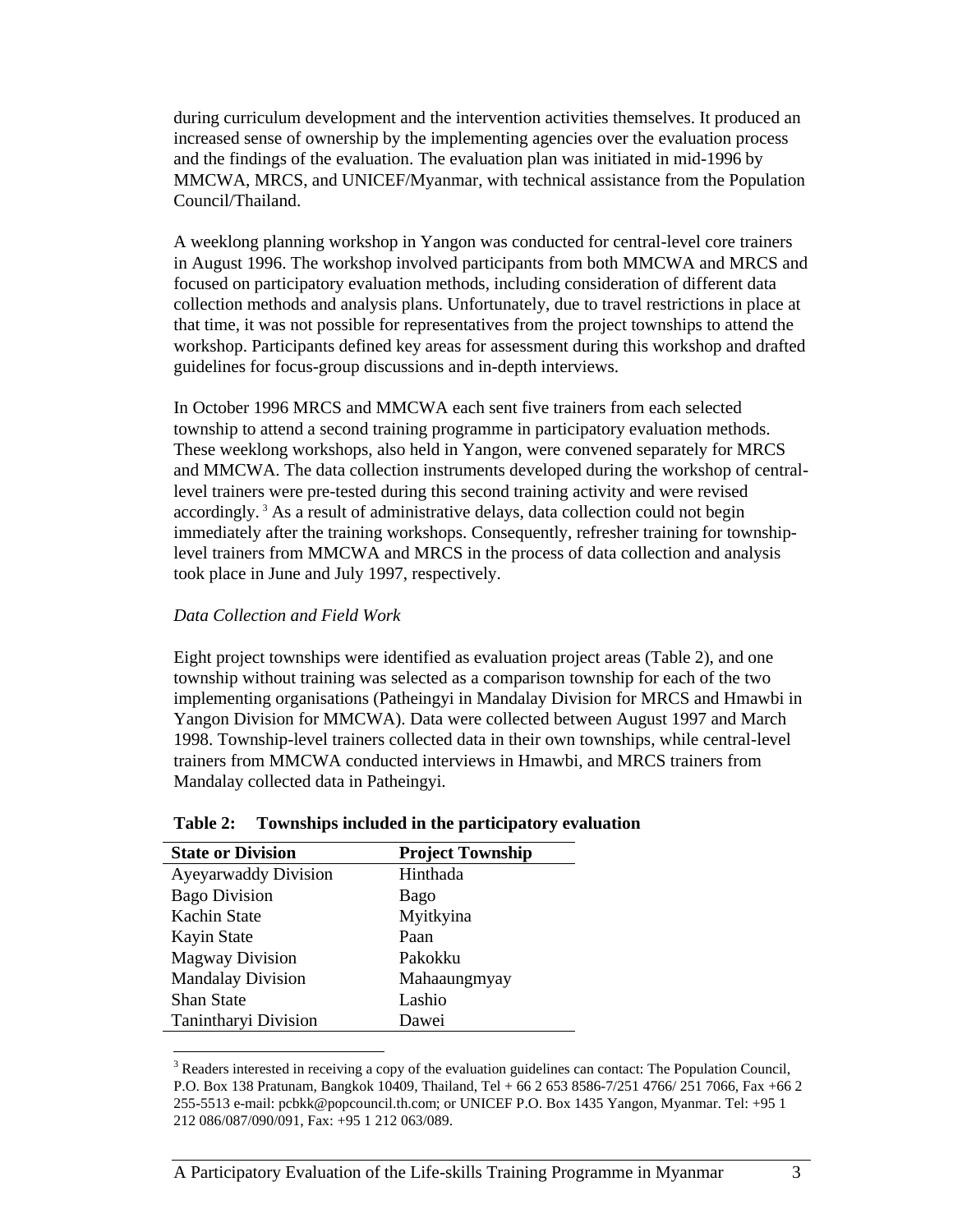during curriculum development and the intervention activities themselves. It produced an increased sense of ownership by the implementing agencies over the evaluation process and the findings of the evaluation. The evaluation plan was initiated in mid-1996 by MMCWA, MRCS, and UNICEF/Myanmar, with technical assistance from the Population Council/Thailand.

A weeklong planning workshop in Yangon was conducted for central-level core trainers in August 1996. The workshop involved participants from both MMCWA and MRCS and focused on participatory evaluation methods, including consideration of different data collection methods and analysis plans. Unfortunately, due to travel restrictions in place at that time, it was not possible for representatives from the project townships to attend the workshop. Participants defined key areas for assessment during this workshop and drafted guidelines for focus-group discussions and in-depth interviews.

In October 1996 MRCS and MMCWA each sent five trainers from each selected township to attend a second training programme in participatory evaluation methods. These weeklong workshops, also held in Yangon, were convened separately for MRCS and MMCWA. The data collection instruments developed during the workshop of central-level trainers were pre-tested during this second training activity and were revised accordingly. [3] As a result of administrative delays, data collection could not begin immediately after the training workshops. Consequently, refresher training for township-level trainers from MMCWA and MRCS in the process of data collection and analysis took place in June and July 1997, respectively.

*Data Collection and Field Work*

Eight project townships were identified as evaluation project areas (Table 2), and one township without training was selected as a comparison township for each of the two implementing organisations (Patheingyi in Mandalay Division for MRCS and Hmawbi in Yangon Division for MMCWA). Data were collected between August 1997 and March 1998. Township-level trainers collected data in their own townships, while central-level trainers from MMCWA conducted interviews in Hmawbi, and MRCS trainers from Mandalay collected data in Patheingyi.

**Table 2: Townships included in the participatory evaluation**

| State or Division | Project Township |
|---|---|
| Ayeyarwaddy Division | Hinthada |
| Bago Division | Bago |
| Kachin State | Myitkyina |
| Kayin State | Paan |
| Magway Division | Pakokku |
| Mandalay Division | Mahaaungmyay |
| Shan State | Lashio |
| Tanintharyi Division | Dawei |

[3] Readers interested in receiving a copy of the evaluation guidelines can contact: The Population Council, P.O. Box 138 Pratunam, Bangkok 10409, Thailand, Tel + 66 2 653 8586-7/251 4766/ 251 7066, Fax +66 2 255-5513 e-mail: pcbkk@popcouncil.th.com; or UNICEF P.O. Box 1435 Yangon, Myanmar. Tel: +95 1 212 086/087/090/091, Fax: +95 1 212 063/089.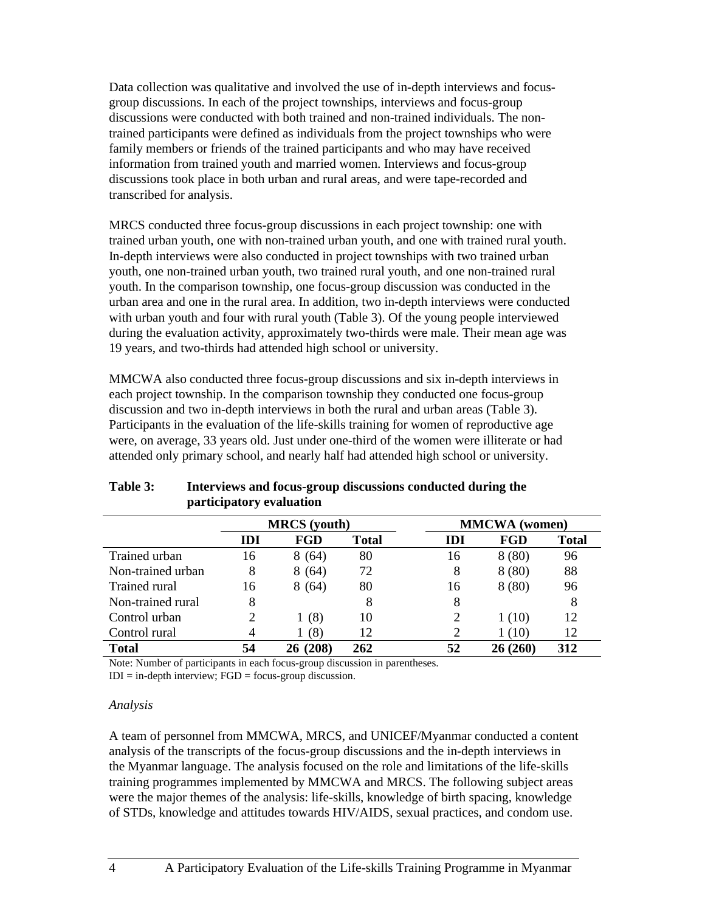Data collection was qualitative and involved the use of in-depth interviews and focus-group discussions. In each of the project townships, interviews and focus-group discussions were conducted with both trained and non-trained individuals. The non-trained participants were defined as individuals from the project townships who were family members or friends of the trained participants and who may have received information from trained youth and married women. Interviews and focus-group discussions took place in both urban and rural areas, and were tape-recorded and transcribed for analysis.

MRCS conducted three focus-group discussions in each project township: one with trained urban youth, one with non-trained urban youth, and one with trained rural youth. In-depth interviews were also conducted in project townships with two trained urban youth, one non-trained urban youth, two trained rural youth, and one non-trained rural youth. In the comparison township, one focus-group discussion was conducted in the urban area and one in the rural area. In addition, two in-depth interviews were conducted with urban youth and four with rural youth (Table 3). Of the young people interviewed during the evaluation activity, approximately two-thirds were male. Their mean age was 19 years, and two-thirds had attended high school or university.

MMCWA also conducted three focus-group discussions and six in-depth interviews in each project township. In the comparison township they conducted one focus-group discussion and two in-depth interviews in both the rural and urban areas (Table 3). Participants in the evaluation of the life-skills training for women of reproductive age were, on average, 33 years old. Just under one-third of the women were illiterate or had attended only primary school, and nearly half had attended high school or university.

**Table 3: Interviews and focus-group discussions conducted during the participatory evaluation**

| | MRCS (youth) | | | MMCWA (women) | | |
|---|---|---|---|---|---|---|
| | **IDI** | **FGD** | **Total** | **IDI** | **FGD** | **Total** |
| Trained urban | 16 | 8 (64) | 80 | 16 | 8 (80) | 96 |
| Non-trained urban | 8 | 8 (64) | 72 | 8 | 8 (80) | 88 |
| Trained rural | 16 | 8 (64) | 80 | 16 | 8 (80) | 96 |
| Non-trained rural | 8 | | 8 | 8 | | 8 |
| Control urban | 2 | 1 (8) | 10 | 2 | 1 (10) | 12 |
| Control rural | 4 | 1 (8) | 12 | 2 | 1 (10) | 12 |
| **Total** | **54** | **26 (208)** | **262** | **52** | **26 (260)** | **312** |

Note: Number of participants in each focus-group discussion in parentheses.
IDI = in-depth interview; FGD = focus-group discussion.

*Analysis*

A team of personnel from MMCWA, MRCS, and UNICEF/Myanmar conducted a content analysis of the transcripts of the focus-group discussions and the in-depth interviews in the Myanmar language. The analysis focused on the role and limitations of the life-skills training programmes implemented by MMCWA and MRCS. The following subject areas were the major themes of the analysis: life-skills, knowledge of birth spacing, knowledge of STDs, knowledge and attitudes towards HIV/AIDS, sexual practices, and condom use.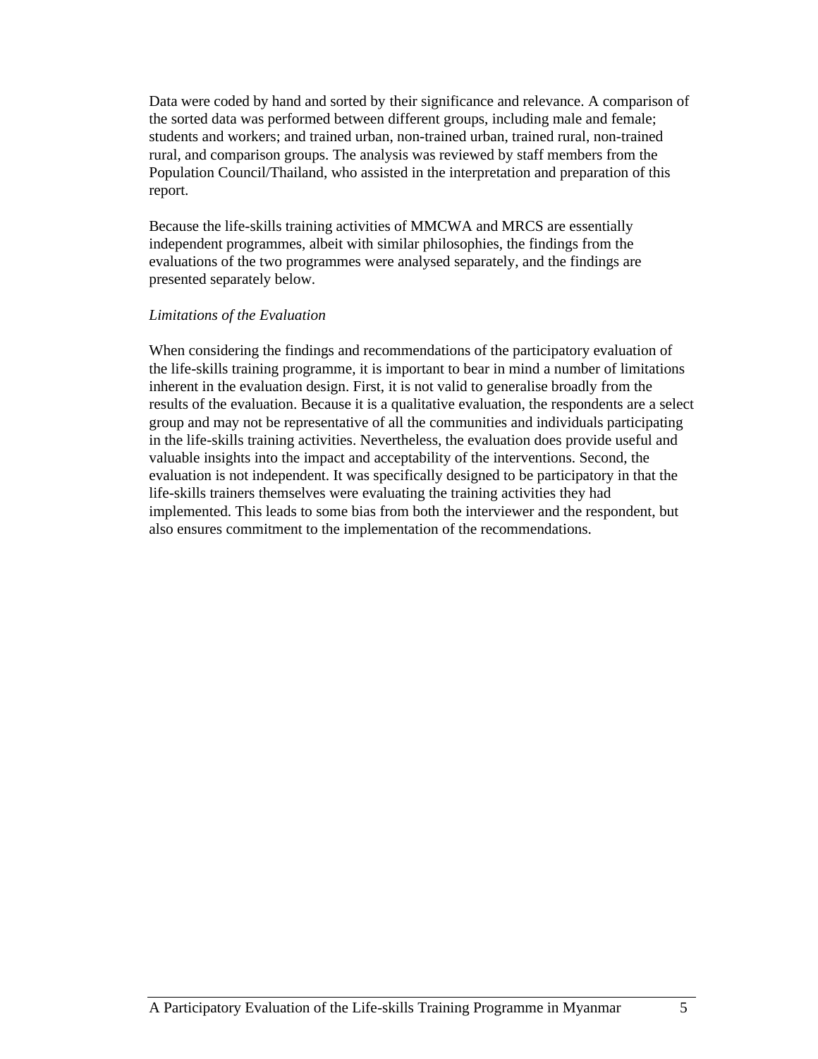Data were coded by hand and sorted by their significance and relevance. A comparison of the sorted data was performed between different groups, including male and female; students and workers; and trained urban, non-trained urban, trained rural, non-trained rural, and comparison groups. The analysis was reviewed by staff members from the Population Council/Thailand, who assisted in the interpretation and preparation of this report.

Because the life-skills training activities of MMCWA and MRCS are essentially independent programmes, albeit with similar philosophies, the findings from the evaluations of the two programmes were analysed separately, and the findings are presented separately below.

*Limitations of the Evaluation*

When considering the findings and recommendations of the participatory evaluation of the life-skills training programme, it is important to bear in mind a number of limitations inherent in the evaluation design. First, it is not valid to generalise broadly from the results of the evaluation. Because it is a qualitative evaluation, the respondents are a select group and may not be representative of all the communities and individuals participating in the life-skills training activities. Nevertheless, the evaluation does provide useful and valuable insights into the impact and acceptability of the interventions. Second, the evaluation is not independent. It was specifically designed to be participatory in that the life-skills trainers themselves were evaluating the training activities they had implemented. This leads to some bias from both the interviewer and the respondent, but also ensures commitment to the implementation of the recommendations.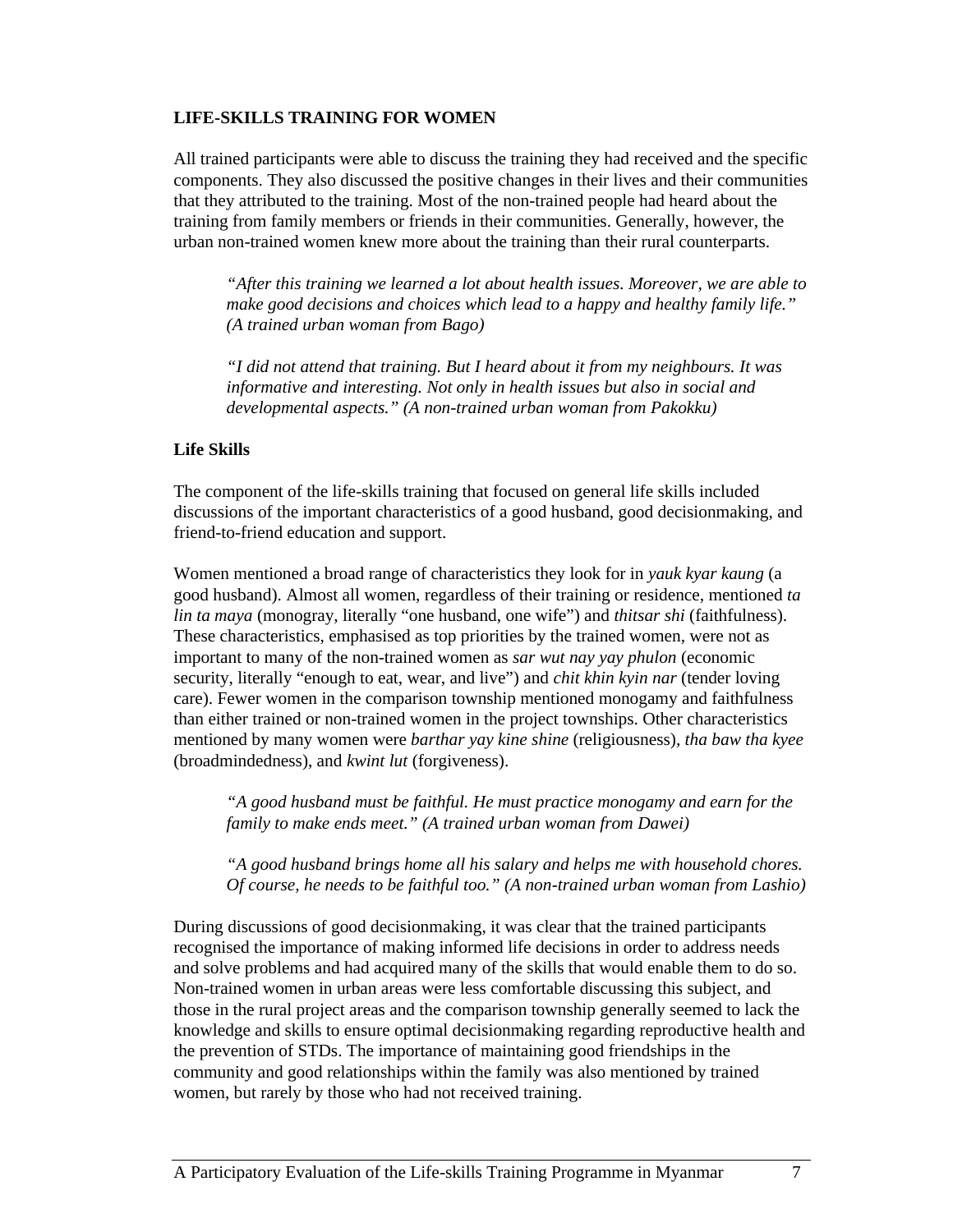## LIFE-SKILLS TRAINING FOR WOMEN

All trained participants were able to discuss the training they had received and the specific components. They also discussed the positive changes in their lives and their communities that they attributed to the training. Most of the non-trained people had heard about the training from family members or friends in their communities. Generally, however, the urban non-trained women knew more about the training than their rural counterparts.

> *"After this training we learned a lot about health issues. Moreover, we are able to make good decisions and choices which lead to a happy and healthy family life." (A trained urban woman from Bago)*

> *"I did not attend that training. But I heard about it from my neighbours. It was informative and interesting. Not only in health issues but also in social and developmental aspects." (A non-trained urban woman from Pakokku)*

### Life Skills

The component of the life-skills training that focused on general life skills included discussions of the important characteristics of a good husband, good decisionmaking, and friend-to-friend education and support.

Women mentioned a broad range of characteristics they look for in *yauk kyar kaung* (a good husband). Almost all women, regardless of their training or residence, mentioned *ta lin ta maya* (monogray, literally "one husband, one wife") and *thitsar shi* (faithfulness). These characteristics, emphasised as top priorities by the trained women, were not as important to many of the non-trained women as *sar wut nay yay phulon* (economic security, literally "enough to eat, wear, and live") and *chit khin kyin nar* (tender loving care). Fewer women in the comparison township mentioned monogamy and faithfulness than either trained or non-trained women in the project townships. Other characteristics mentioned by many women were *barthar yay kine shine* (religiousness), *tha baw tha kyee* (broadmindedness), and *kwint lut* (forgiveness).

> *"A good husband must be faithful. He must practice monogamy and earn for the family to make ends meet." (A trained urban woman from Dawei)*

> *"A good husband brings home all his salary and helps me with household chores. Of course, he needs to be faithful too." (A non-trained urban woman from Lashio)*

During discussions of good decisionmaking, it was clear that the trained participants recognised the importance of making informed life decisions in order to address needs and solve problems and had acquired many of the skills that would enable them to do so. Non-trained women in urban areas were less comfortable discussing this subject, and those in the rural project areas and the comparison township generally seemed to lack the knowledge and skills to ensure optimal decisionmaking regarding reproductive health and the prevention of STDs. The importance of maintaining good friendships in the community and good relationships within the family was also mentioned by trained women, but rarely by those who had not received training.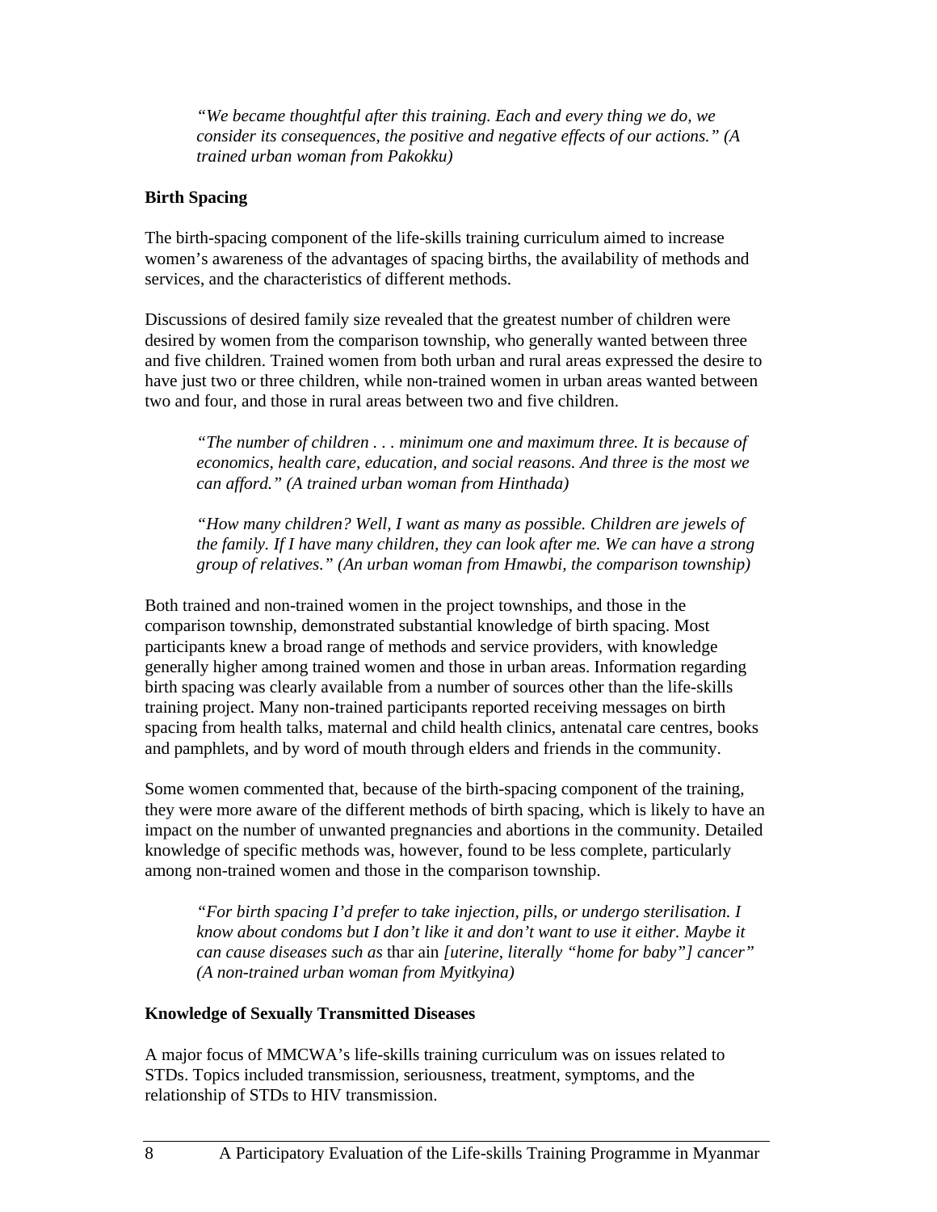*"We became thoughtful after this training. Each and every thing we do, we consider its consequences, the positive and negative effects of our actions." (A trained urban woman from Pakokku)*

**Birth Spacing**

The birth-spacing component of the life-skills training curriculum aimed to increase women's awareness of the advantages of spacing births, the availability of methods and services, and the characteristics of different methods.

Discussions of desired family size revealed that the greatest number of children were desired by women from the comparison township, who generally wanted between three and five children. Trained women from both urban and rural areas expressed the desire to have just two or three children, while non-trained women in urban areas wanted between two and four, and those in rural areas between two and five children.

*"The number of children . . . minimum one and maximum three. It is because of economics, health care, education, and social reasons. And three is the most we can afford." (A trained urban woman from Hinthada)*

*"How many children? Well, I want as many as possible. Children are jewels of the family. If I have many children, they can look after me. We can have a strong group of relatives." (An urban woman from Hmawbi, the comparison township)*

Both trained and non-trained women in the project townships, and those in the comparison township, demonstrated substantial knowledge of birth spacing. Most participants knew a broad range of methods and service providers, with knowledge generally higher among trained women and those in urban areas. Information regarding birth spacing was clearly available from a number of sources other than the life-skills training project. Many non-trained participants reported receiving messages on birth spacing from health talks, maternal and child health clinics, antenatal care centres, books and pamphlets, and by word of mouth through elders and friends in the community.

Some women commented that, because of the birth-spacing component of the training, they were more aware of the different methods of birth spacing, which is likely to have an impact on the number of unwanted pregnancies and abortions in the community. Detailed knowledge of specific methods was, however, found to be less complete, particularly among non-trained women and those in the comparison township.

*"For birth spacing I'd prefer to take injection, pills, or undergo sterilisation. I know about condoms but I don't like it and don't want to use it either. Maybe it can cause diseases such as* thar ain *[uterine, literally "home for baby"] cancer" (A non-trained urban woman from Myitkyina)*

**Knowledge of Sexually Transmitted Diseases**

A major focus of MMCWA's life-skills training curriculum was on issues related to STDs. Topics included transmission, seriousness, treatment, symptoms, and the relationship of STDs to HIV transmission.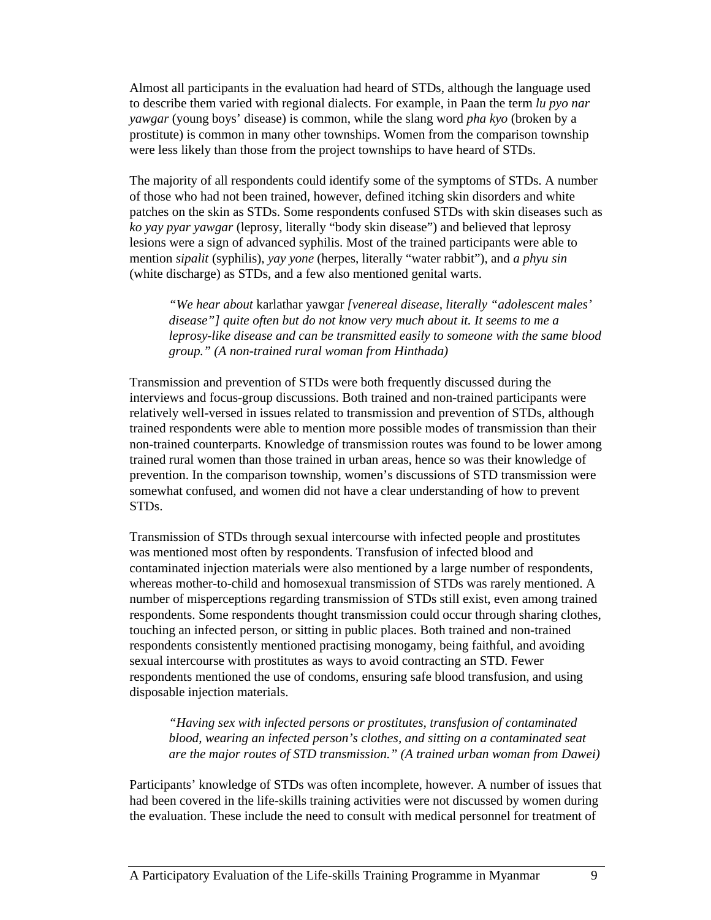Almost all participants in the evaluation had heard of STDs, although the language used to describe them varied with regional dialects. For example, in Paan the term *lu pyo nar yawgar* (young boys' disease) is common, while the slang word *pha kyo* (broken by a prostitute) is common in many other townships. Women from the comparison township were less likely than those from the project townships to have heard of STDs.

The majority of all respondents could identify some of the symptoms of STDs. A number of those who had not been trained, however, defined itching skin disorders and white patches on the skin as STDs. Some respondents confused STDs with skin diseases such as *ko yay pyar yawgar* (leprosy, literally "body skin disease") and believed that leprosy lesions were a sign of advanced syphilis. Most of the trained participants were able to mention *sipalit* (syphilis), *yay yone* (herpes, literally "water rabbit"), and *a phyu sin* (white discharge) as STDs, and a few also mentioned genital warts.

> *"We hear about* karlathar yawgar *[venereal disease, literally "adolescent males' disease"] quite often but do not know very much about it. It seems to me a leprosy-like disease and can be transmitted easily to someone with the same blood group." (A non-trained rural woman from Hinthada)*

Transmission and prevention of STDs were both frequently discussed during the interviews and focus-group discussions. Both trained and non-trained participants were relatively well-versed in issues related to transmission and prevention of STDs, although trained respondents were able to mention more possible modes of transmission than their non-trained counterparts. Knowledge of transmission routes was found to be lower among trained rural women than those trained in urban areas, hence so was their knowledge of prevention. In the comparison township, women's discussions of STD transmission were somewhat confused, and women did not have a clear understanding of how to prevent STDs.

Transmission of STDs through sexual intercourse with infected people and prostitutes was mentioned most often by respondents. Transfusion of infected blood and contaminated injection materials were also mentioned by a large number of respondents, whereas mother-to-child and homosexual transmission of STDs was rarely mentioned. A number of misperceptions regarding transmission of STDs still exist, even among trained respondents. Some respondents thought transmission could occur through sharing clothes, touching an infected person, or sitting in public places. Both trained and non-trained respondents consistently mentioned practising monogamy, being faithful, and avoiding sexual intercourse with prostitutes as ways to avoid contracting an STD. Fewer respondents mentioned the use of condoms, ensuring safe blood transfusion, and using disposable injection materials.

> *"Having sex with infected persons or prostitutes, transfusion of contaminated blood, wearing an infected person's clothes, and sitting on a contaminated seat are the major routes of STD transmission." (A trained urban woman from Dawei)*

Participants' knowledge of STDs was often incomplete, however. A number of issues that had been covered in the life-skills training activities were not discussed by women during the evaluation. These include the need to consult with medical personnel for treatment of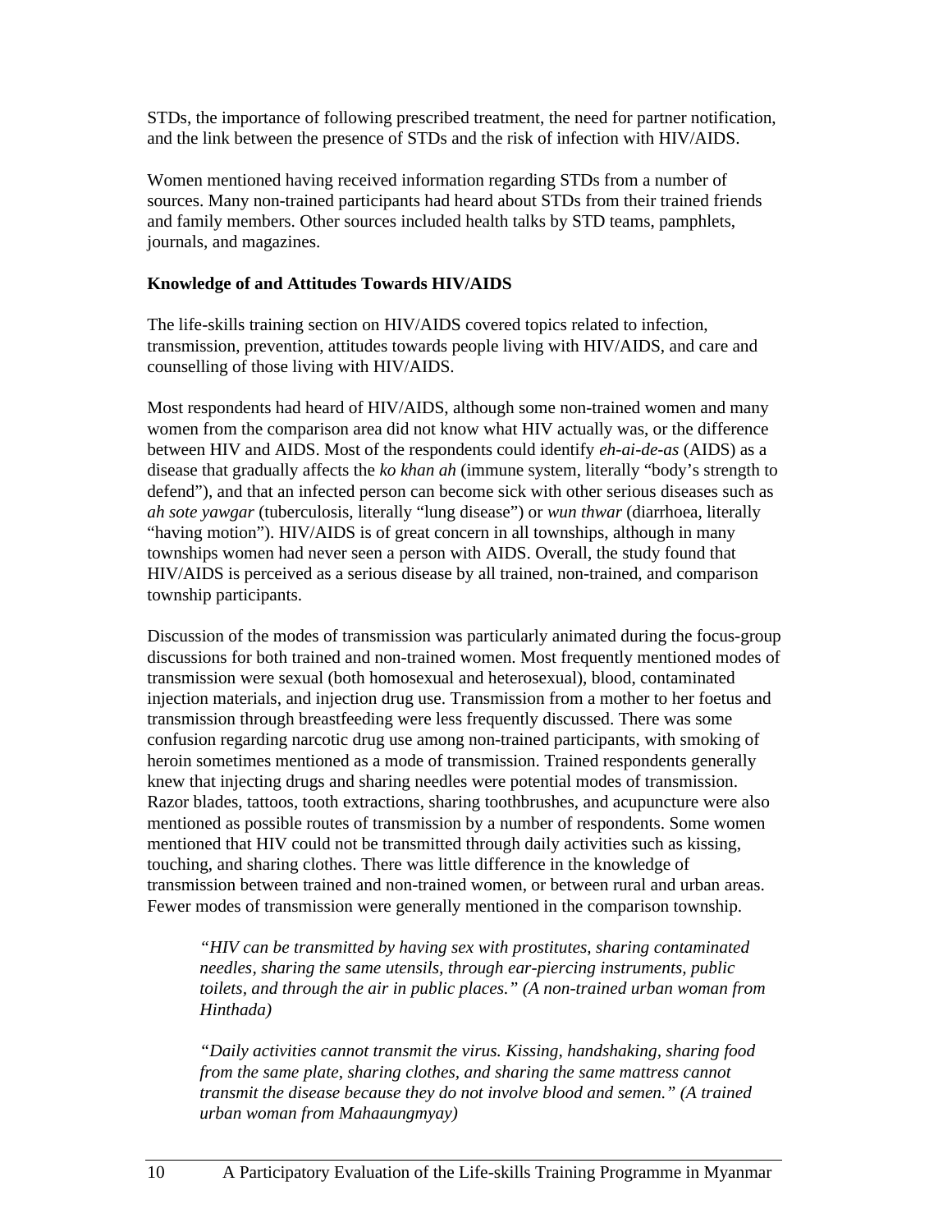STDs, the importance of following prescribed treatment, the need for partner notification, and the link between the presence of STDs and the risk of infection with HIV/AIDS.

Women mentioned having received information regarding STDs from a number of sources. Many non-trained participants had heard about STDs from their trained friends and family members. Other sources included health talks by STD teams, pamphlets, journals, and magazines.

**Knowledge of and Attitudes Towards HIV/AIDS**

The life-skills training section on HIV/AIDS covered topics related to infection, transmission, prevention, attitudes towards people living with HIV/AIDS, and care and counselling of those living with HIV/AIDS.

Most respondents had heard of HIV/AIDS, although some non-trained women and many women from the comparison area did not know what HIV actually was, or the difference between HIV and AIDS. Most of the respondents could identify *eh-ai-de-as* (AIDS) as a disease that gradually affects the *ko khan ah* (immune system, literally "body's strength to defend"), and that an infected person can become sick with other serious diseases such as *ah sote yawgar* (tuberculosis, literally "lung disease") or *wun thwar* (diarrhoea, literally "having motion"). HIV/AIDS is of great concern in all townships, although in many townships women had never seen a person with AIDS. Overall, the study found that HIV/AIDS is perceived as a serious disease by all trained, non-trained, and comparison township participants.

Discussion of the modes of transmission was particularly animated during the focus-group discussions for both trained and non-trained women. Most frequently mentioned modes of transmission were sexual (both homosexual and heterosexual), blood, contaminated injection materials, and injection drug use. Transmission from a mother to her foetus and transmission through breastfeeding were less frequently discussed. There was some confusion regarding narcotic drug use among non-trained participants, with smoking of heroin sometimes mentioned as a mode of transmission. Trained respondents generally knew that injecting drugs and sharing needles were potential modes of transmission. Razor blades, tattoos, tooth extractions, sharing toothbrushes, and acupuncture were also mentioned as possible routes of transmission by a number of respondents. Some women mentioned that HIV could not be transmitted through daily activities such as kissing, touching, and sharing clothes. There was little difference in the knowledge of transmission between trained and non-trained women, or between rural and urban areas. Fewer modes of transmission were generally mentioned in the comparison township.

> *"HIV can be transmitted by having sex with prostitutes, sharing contaminated needles, sharing the same utensils, through ear-piercing instruments, public toilets, and through the air in public places." (A non-trained urban woman from Hinthada)*

> *"Daily activities cannot transmit the virus. Kissing, handshaking, sharing food from the same plate, sharing clothes, and sharing the same mattress cannot transmit the disease because they do not involve blood and semen." (A trained urban woman from Mahaaungmyay)*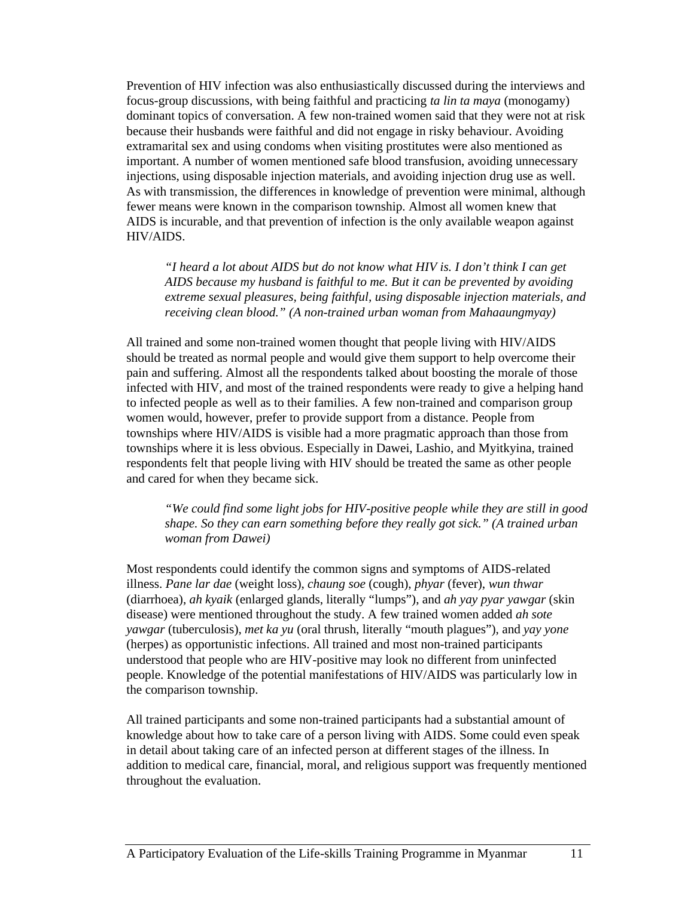Prevention of HIV infection was also enthusiastically discussed during the interviews and focus-group discussions, with being faithful and practicing *ta lin ta maya* (monogamy) dominant topics of conversation. A few non-trained women said that they were not at risk because their husbands were faithful and did not engage in risky behaviour. Avoiding extramarital sex and using condoms when visiting prostitutes were also mentioned as important. A number of women mentioned safe blood transfusion, avoiding unnecessary injections, using disposable injection materials, and avoiding injection drug use as well. As with transmission, the differences in knowledge of prevention were minimal, although fewer means were known in the comparison township. Almost all women knew that AIDS is incurable, and that prevention of infection is the only available weapon against HIV/AIDS.

> *"I heard a lot about AIDS but do not know what HIV is. I don't think I can get AIDS because my husband is faithful to me. But it can be prevented by avoiding extreme sexual pleasures, being faithful, using disposable injection materials, and receiving clean blood." (A non-trained urban woman from Mahaaungmyay)*

All trained and some non-trained women thought that people living with HIV/AIDS should be treated as normal people and would give them support to help overcome their pain and suffering. Almost all the respondents talked about boosting the morale of those infected with HIV, and most of the trained respondents were ready to give a helping hand to infected people as well as to their families. A few non-trained and comparison group women would, however, prefer to provide support from a distance. People from townships where HIV/AIDS is visible had a more pragmatic approach than those from townships where it is less obvious. Especially in Dawei, Lashio, and Myitkyina, trained respondents felt that people living with HIV should be treated the same as other people and cared for when they became sick.

> *"We could find some light jobs for HIV-positive people while they are still in good shape. So they can earn something before they really got sick." (A trained urban woman from Dawei)*

Most respondents could identify the common signs and symptoms of AIDS-related illness. *Pane lar dae* (weight loss), *chaung soe* (cough), *phyar* (fever), *wun thwar* (diarrhoea), *ah kyaik* (enlarged glands, literally "lumps"), and *ah yay pyar yawgar* (skin disease) were mentioned throughout the study. A few trained women added *ah sote yawgar* (tuberculosis), *met ka yu* (oral thrush, literally "mouth plagues"), and *yay yone* (herpes) as opportunistic infections. All trained and most non-trained participants understood that people who are HIV-positive may look no different from uninfected people. Knowledge of the potential manifestations of HIV/AIDS was particularly low in the comparison township.

All trained participants and some non-trained participants had a substantial amount of knowledge about how to take care of a person living with AIDS. Some could even speak in detail about taking care of an infected person at different stages of the illness. In addition to medical care, financial, moral, and religious support was frequently mentioned throughout the evaluation.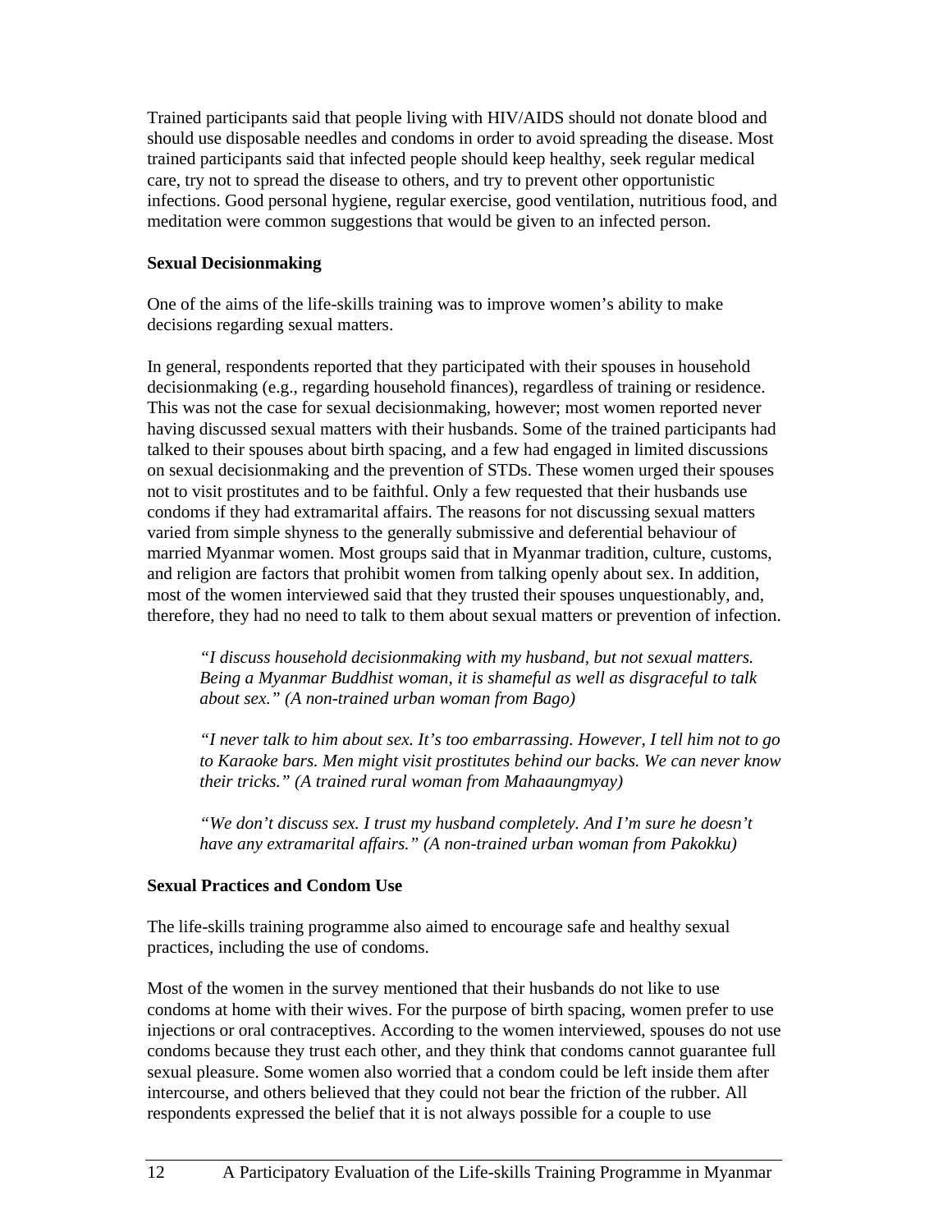Trained participants said that people living with HIV/AIDS should not donate blood and should use disposable needles and condoms in order to avoid spreading the disease. Most trained participants said that infected people should keep healthy, seek regular medical care, try not to spread the disease to others, and try to prevent other opportunistic infections. Good personal hygiene, regular exercise, good ventilation, nutritious food, and meditation were common suggestions that would be given to an infected person.

**Sexual Decisionmaking**

One of the aims of the life-skills training was to improve women's ability to make decisions regarding sexual matters.

In general, respondents reported that they participated with their spouses in household decisionmaking (e.g., regarding household finances), regardless of training or residence. This was not the case for sexual decisionmaking, however; most women reported never having discussed sexual matters with their husbands. Some of the trained participants had talked to their spouses about birth spacing, and a few had engaged in limited discussions on sexual decisionmaking and the prevention of STDs. These women urged their spouses not to visit prostitutes and to be faithful. Only a few requested that their husbands use condoms if they had extramarital affairs. The reasons for not discussing sexual matters varied from simple shyness to the generally submissive and deferential behaviour of married Myanmar women. Most groups said that in Myanmar tradition, culture, customs, and religion are factors that prohibit women from talking openly about sex. In addition, most of the women interviewed said that they trusted their spouses unquestionably, and, therefore, they had no need to talk to them about sexual matters or prevention of infection.

> *"I discuss household decisionmaking with my husband, but not sexual matters. Being a Myanmar Buddhist woman, it is shameful as well as disgraceful to talk about sex." (A non-trained urban woman from Bago)*

> *"I never talk to him about sex. It's too embarrassing. However, I tell him not to go to Karaoke bars. Men might visit prostitutes behind our backs. We can never know their tricks." (A trained rural woman from Mahaaungmyay)*

> *"We don't discuss sex. I trust my husband completely. And I'm sure he doesn't have any extramarital affairs." (A non-trained urban woman from Pakokku)*

**Sexual Practices and Condom Use**

The life-skills training programme also aimed to encourage safe and healthy sexual practices, including the use of condoms.

Most of the women in the survey mentioned that their husbands do not like to use condoms at home with their wives. For the purpose of birth spacing, women prefer to use injections or oral contraceptives. According to the women interviewed, spouses do not use condoms because they trust each other, and they think that condoms cannot guarantee full sexual pleasure. Some women also worried that a condom could be left inside them after intercourse, and others believed that they could not bear the friction of the rubber. All respondents expressed the belief that it is not always possible for a couple to use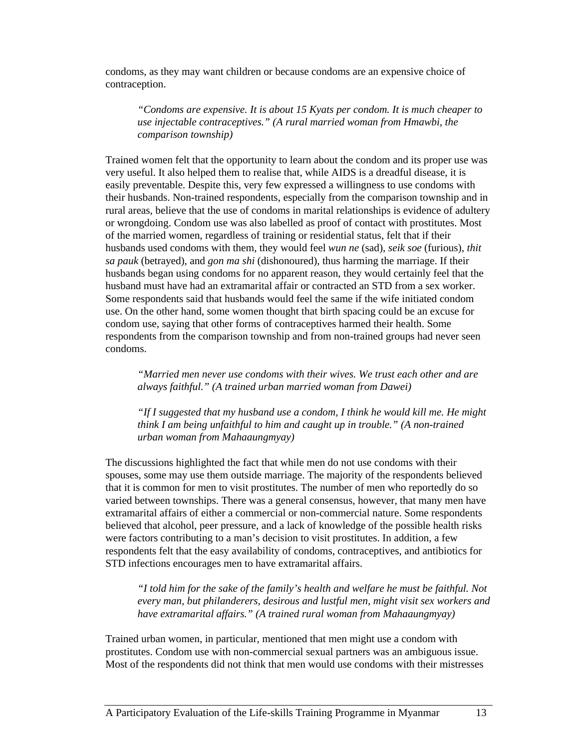condoms, as they may want children or because condoms are an expensive choice of contraception.

> *"Condoms are expensive. It is about 15 Kyats per condom. It is much cheaper to use injectable contraceptives." (A rural married woman from Hmawbi, the comparison township)*

Trained women felt that the opportunity to learn about the condom and its proper use was very useful. It also helped them to realise that, while AIDS is a dreadful disease, it is easily preventable. Despite this, very few expressed a willingness to use condoms with their husbands. Non-trained respondents, especially from the comparison township and in rural areas, believe that the use of condoms in marital relationships is evidence of adultery or wrongdoing. Condom use was also labelled as proof of contact with prostitutes. Most of the married women, regardless of training or residential status, felt that if their husbands used condoms with them, they would feel *wun ne* (sad), *seik soe* (furious), *thit sa pauk* (betrayed), and *gon ma shi* (dishonoured), thus harming the marriage. If their husbands began using condoms for no apparent reason, they would certainly feel that the husband must have had an extramarital affair or contracted an STD from a sex worker. Some respondents said that husbands would feel the same if the wife initiated condom use. On the other hand, some women thought that birth spacing could be an excuse for condom use, saying that other forms of contraceptives harmed their health. Some respondents from the comparison township and from non-trained groups had never seen condoms.

> *"Married men never use condoms with their wives. We trust each other and are always faithful." (A trained urban married woman from Dawei)*

> *"If I suggested that my husband use a condom, I think he would kill me. He might think I am being unfaithful to him and caught up in trouble." (A non-trained urban woman from Mahaaungmyay)*

The discussions highlighted the fact that while men do not use condoms with their spouses, some may use them outside marriage. The majority of the respondents believed that it is common for men to visit prostitutes. The number of men who reportedly do so varied between townships. There was a general consensus, however, that many men have extramarital affairs of either a commercial or non-commercial nature. Some respondents believed that alcohol, peer pressure, and a lack of knowledge of the possible health risks were factors contributing to a man's decision to visit prostitutes. In addition, a few respondents felt that the easy availability of condoms, contraceptives, and antibiotics for STD infections encourages men to have extramarital affairs.

> *"I told him for the sake of the family's health and welfare he must be faithful. Not every man, but philanderers, desirous and lustful men, might visit sex workers and have extramarital affairs." (A trained rural woman from Mahaaungmyay)*

Trained urban women, in particular, mentioned that men might use a condom with prostitutes. Condom use with non-commercial sexual partners was an ambiguous issue. Most of the respondents did not think that men would use condoms with their mistresses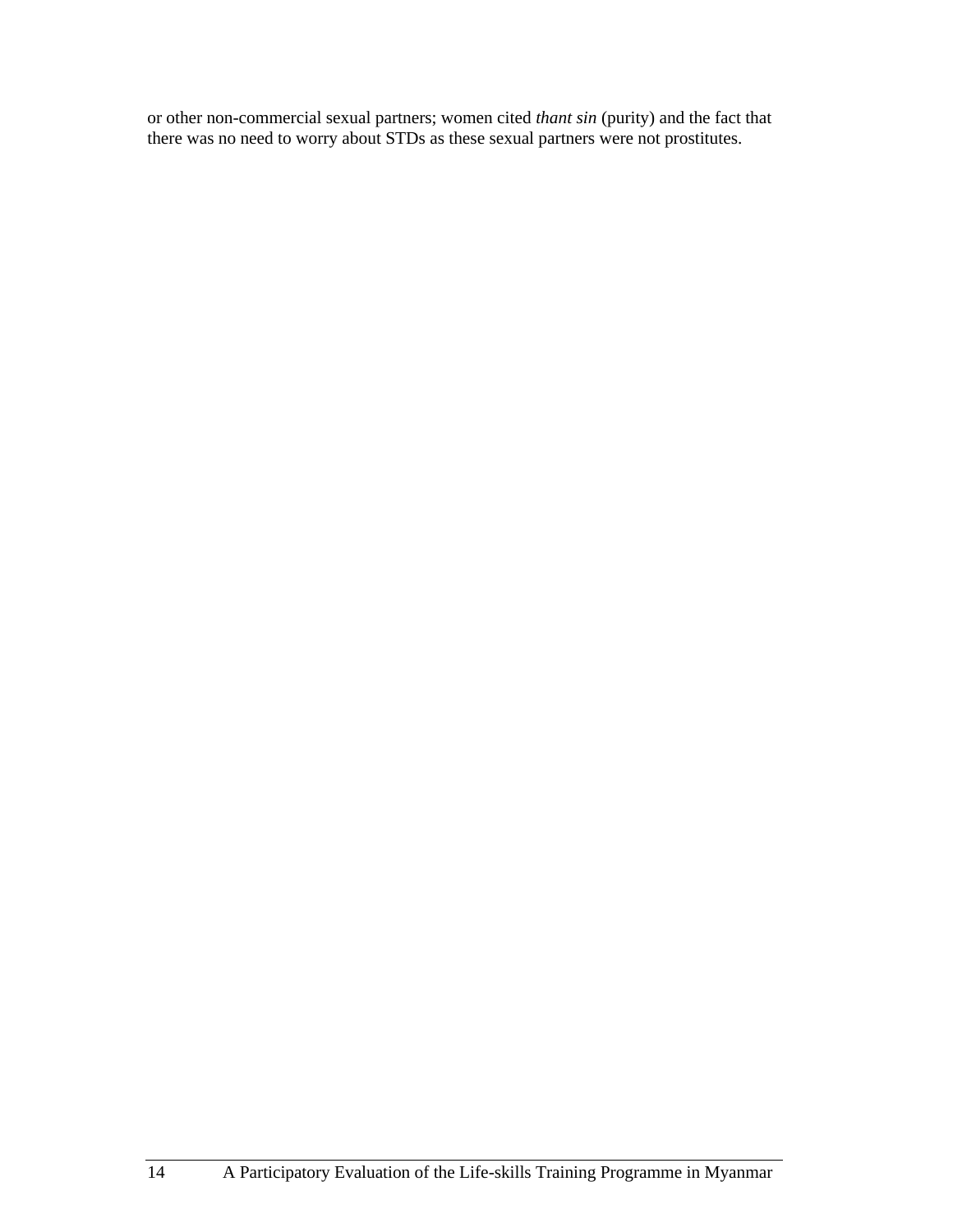or other non-commercial sexual partners; women cited *thant sin* (purity) and the fact that there was no need to worry about STDs as these sexual partners were not prostitutes.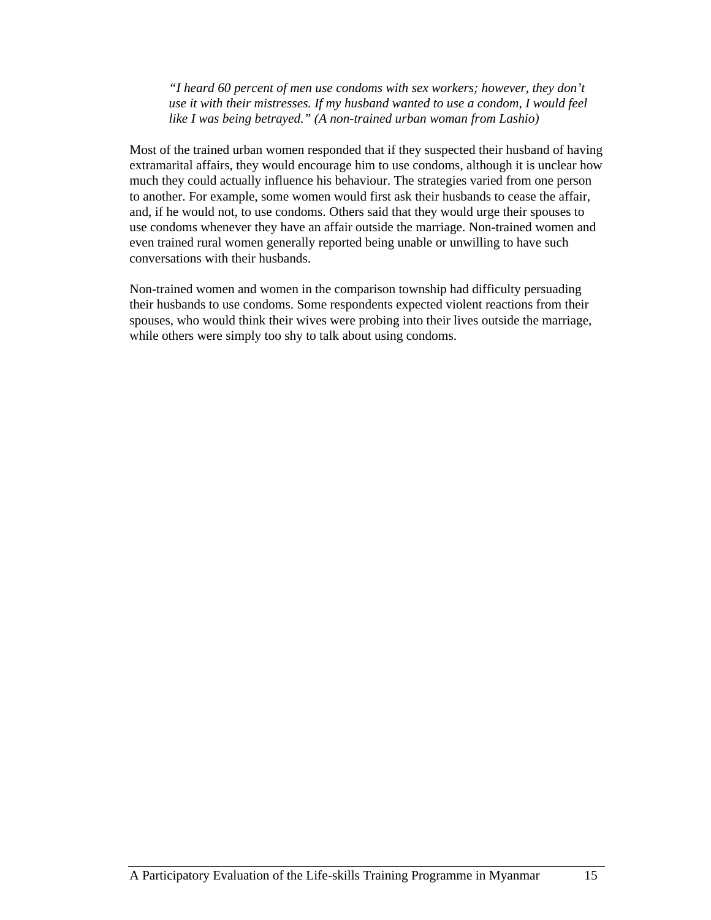> *"I heard 60 percent of men use condoms with sex workers; however, they don't use it with their mistresses. If my husband wanted to use a condom, I would feel like I was being betrayed." (A non-trained urban woman from Lashio)*

Most of the trained urban women responded that if they suspected their husband of having extramarital affairs, they would encourage him to use condoms, although it is unclear how much they could actually influence his behaviour. The strategies varied from one person to another. For example, some women would first ask their husbands to cease the affair, and, if he would not, to use condoms. Others said that they would urge their spouses to use condoms whenever they have an affair outside the marriage. Non-trained women and even trained rural women generally reported being unable or unwilling to have such conversations with their husbands.

Non-trained women and women in the comparison township had difficulty persuading their husbands to use condoms. Some respondents expected violent reactions from their spouses, who would think their wives were probing into their lives outside the marriage, while others were simply too shy to talk about using condoms.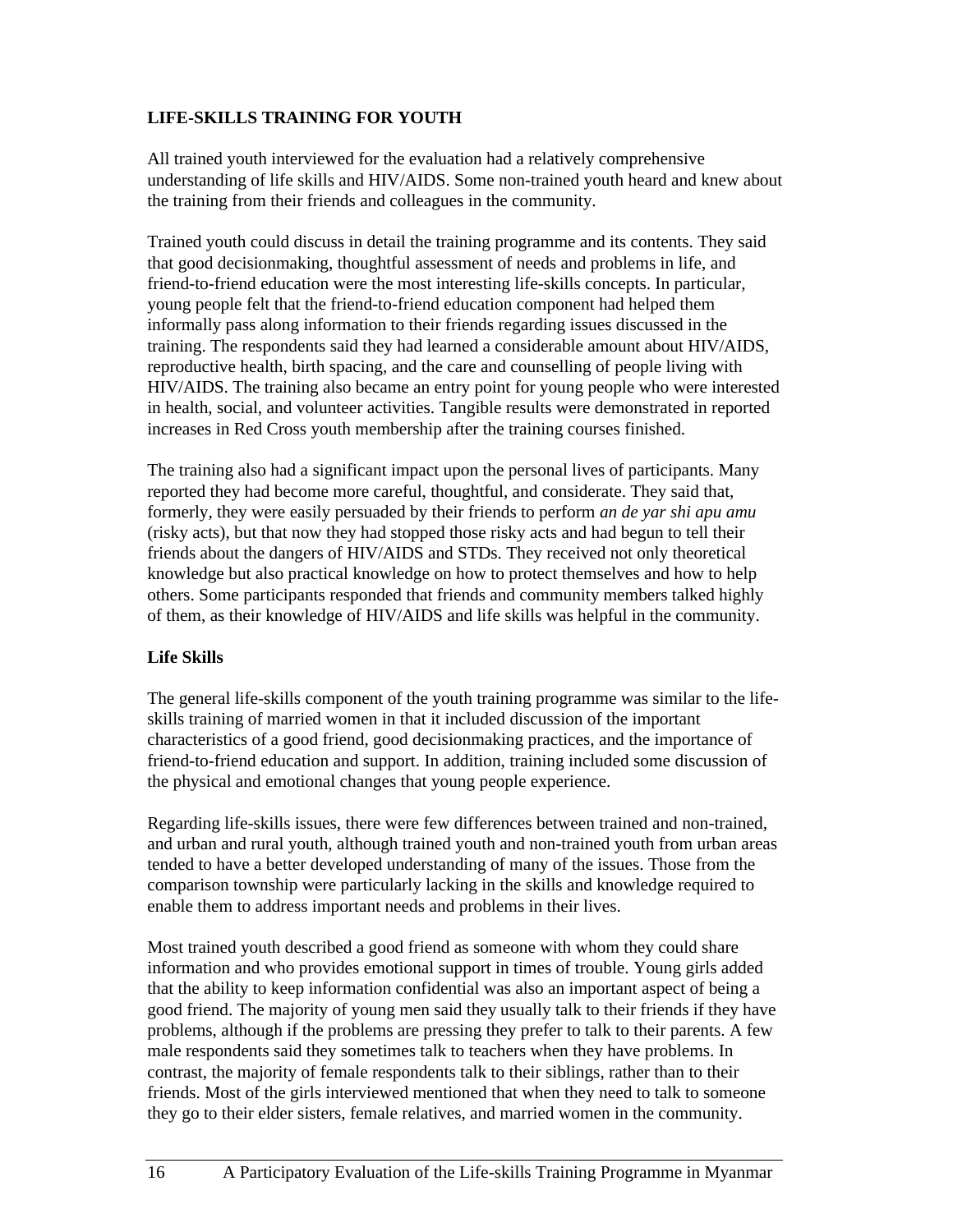## LIFE-SKILLS TRAINING FOR YOUTH

All trained youth interviewed for the evaluation had a relatively comprehensive understanding of life skills and HIV/AIDS. Some non-trained youth heard and knew about the training from their friends and colleagues in the community.

Trained youth could discuss in detail the training programme and its contents. They said that good decisionmaking, thoughtful assessment of needs and problems in life, and friend-to-friend education were the most interesting life-skills concepts. In particular, young people felt that the friend-to-friend education component had helped them informally pass along information to their friends regarding issues discussed in the training. The respondents said they had learned a considerable amount about HIV/AIDS, reproductive health, birth spacing, and the care and counselling of people living with HIV/AIDS. The training also became an entry point for young people who were interested in health, social, and volunteer activities. Tangible results were demonstrated in reported increases in Red Cross youth membership after the training courses finished.

The training also had a significant impact upon the personal lives of participants. Many reported they had become more careful, thoughtful, and considerate. They said that, formerly, they were easily persuaded by their friends to perform *an de yar shi apu amu* (risky acts), but that now they had stopped those risky acts and had begun to tell their friends about the dangers of HIV/AIDS and STDs. They received not only theoretical knowledge but also practical knowledge on how to protect themselves and how to help others. Some participants responded that friends and community members talked highly of them, as their knowledge of HIV/AIDS and life skills was helpful in the community.

### Life Skills

The general life-skills component of the youth training programme was similar to the life-skills training of married women in that it included discussion of the important characteristics of a good friend, good decisionmaking practices, and the importance of friend-to-friend education and support. In addition, training included some discussion of the physical and emotional changes that young people experience.

Regarding life-skills issues, there were few differences between trained and non-trained, and urban and rural youth, although trained youth and non-trained youth from urban areas tended to have a better developed understanding of many of the issues. Those from the comparison township were particularly lacking in the skills and knowledge required to enable them to address important needs and problems in their lives.

Most trained youth described a good friend as someone with whom they could share information and who provides emotional support in times of trouble. Young girls added that the ability to keep information confidential was also an important aspect of being a good friend. The majority of young men said they usually talk to their friends if they have problems, although if the problems are pressing they prefer to talk to their parents. A few male respondents said they sometimes talk to teachers when they have problems. In contrast, the majority of female respondents talk to their siblings, rather than to their friends. Most of the girls interviewed mentioned that when they need to talk to someone they go to their elder sisters, female relatives, and married women in the community.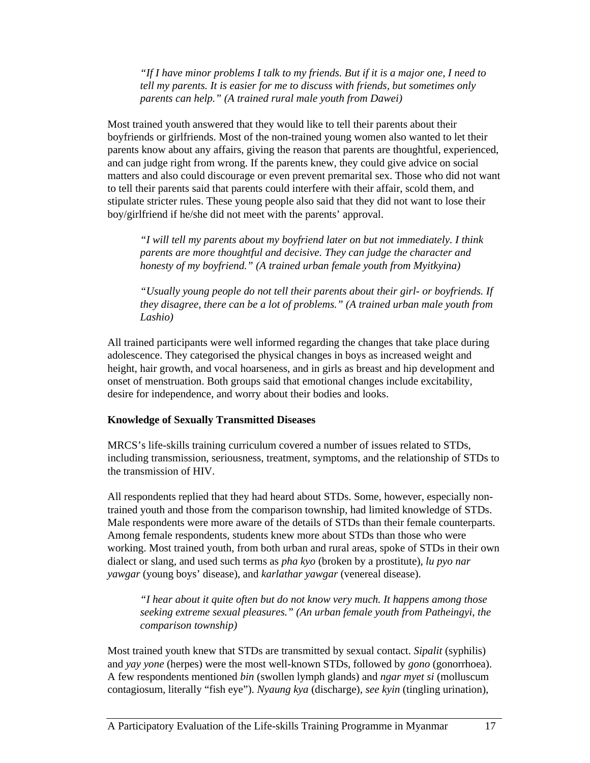> *"If I have minor problems I talk to my friends. But if it is a major one, I need to tell my parents. It is easier for me to discuss with friends, but sometimes only parents can help." (A trained rural male youth from Dawei)*

Most trained youth answered that they would like to tell their parents about their boyfriends or girlfriends. Most of the non-trained young women also wanted to let their parents know about any affairs, giving the reason that parents are thoughtful, experienced, and can judge right from wrong. If the parents knew, they could give advice on social matters and also could discourage or even prevent premarital sex. Those who did not want to tell their parents said that parents could interfere with their affair, scold them, and stipulate stricter rules. These young people also said that they did not want to lose their boy/girlfriend if he/she did not meet with the parents' approval.

> *"I will tell my parents about my boyfriend later on but not immediately. I think parents are more thoughtful and decisive. They can judge the character and honesty of my boyfriend." (A trained urban female youth from Myitkyina)*

> *"Usually young people do not tell their parents about their girl- or boyfriends. If they disagree, there can be a lot of problems." (A trained urban male youth from Lashio)*

All trained participants were well informed regarding the changes that take place during adolescence. They categorised the physical changes in boys as increased weight and height, hair growth, and vocal hoarseness, and in girls as breast and hip development and onset of menstruation. Both groups said that emotional changes include excitability, desire for independence, and worry about their bodies and looks.

**Knowledge of Sexually Transmitted Diseases**

MRCS's life-skills training curriculum covered a number of issues related to STDs, including transmission, seriousness, treatment, symptoms, and the relationship of STDs to the transmission of HIV.

All respondents replied that they had heard about STDs. Some, however, especially non-trained youth and those from the comparison township, had limited knowledge of STDs. Male respondents were more aware of the details of STDs than their female counterparts. Among female respondents, students knew more about STDs than those who were working. Most trained youth, from both urban and rural areas, spoke of STDs in their own dialect or slang, and used such terms as *pha kyo* (broken by a prostitute), *lu pyo nar yawgar* (young boys' disease), and *karlathar yawgar* (venereal disease).

> *"I hear about it quite often but do not know very much. It happens among those seeking extreme sexual pleasures." (An urban female youth from Patheingyi, the comparison township)*

Most trained youth knew that STDs are transmitted by sexual contact. *Sipalit* (syphilis) and *yay yone* (herpes) were the most well-known STDs, followed by *gono* (gonorrhoea). A few respondents mentioned *bin* (swollen lymph glands) and *ngar myet si* (molluscum contagiosum, literally "fish eye"). *Nyaung kya* (discharge), *see kyin* (tingling urination),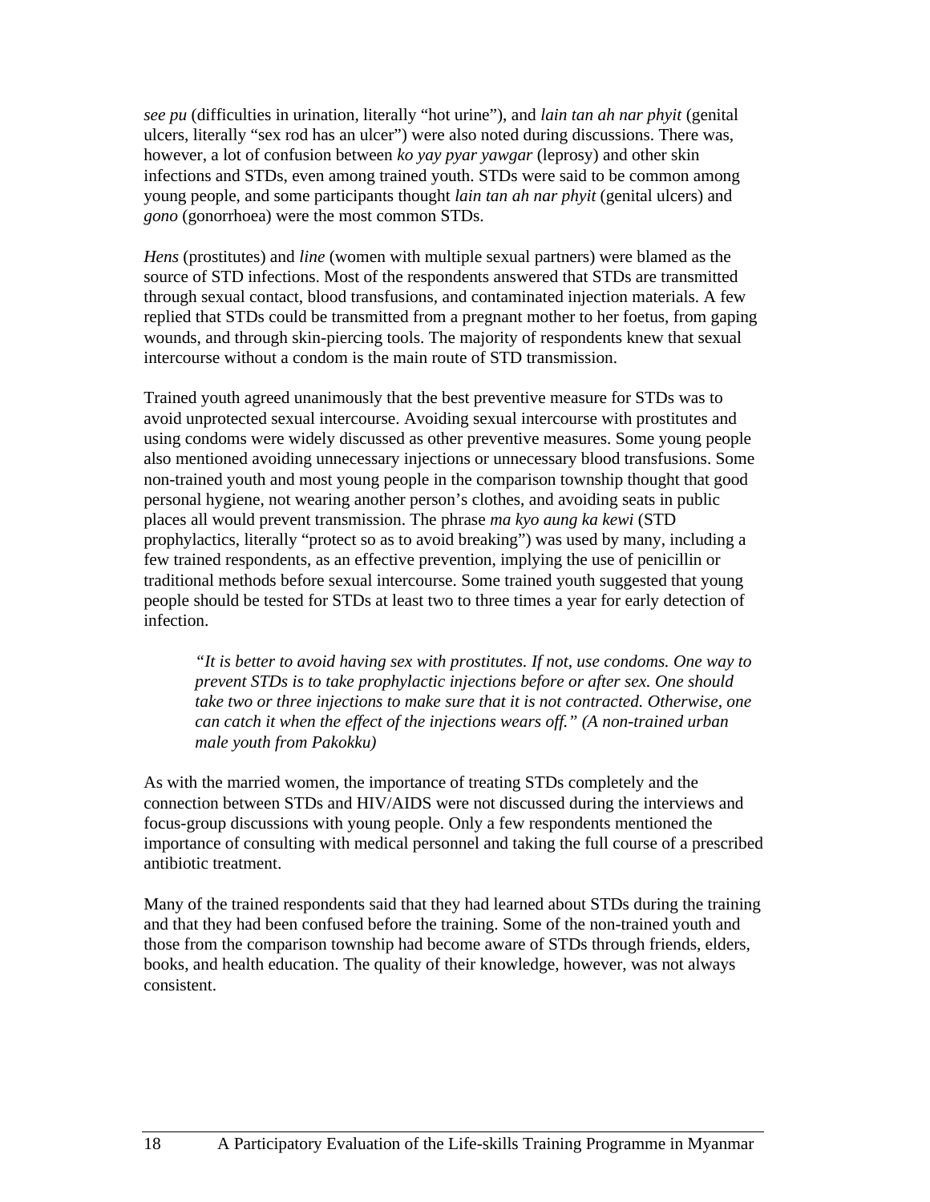*see pu* (difficulties in urination, literally "hot urine"), and *lain tan ah nar phyit* (genital ulcers, literally "sex rod has an ulcer") were also noted during discussions. There was, however, a lot of confusion between *ko yay pyar yawgar* (leprosy) and other skin infections and STDs, even among trained youth. STDs were said to be common among young people, and some participants thought *lain tan ah nar phyit* (genital ulcers) and *gono* (gonorrhoea) were the most common STDs.

*Hens* (prostitutes) and *line* (women with multiple sexual partners) were blamed as the source of STD infections. Most of the respondents answered that STDs are transmitted through sexual contact, blood transfusions, and contaminated injection materials. A few replied that STDs could be transmitted from a pregnant mother to her foetus, from gaping wounds, and through skin-piercing tools. The majority of respondents knew that sexual intercourse without a condom is the main route of STD transmission.

Trained youth agreed unanimously that the best preventive measure for STDs was to avoid unprotected sexual intercourse. Avoiding sexual intercourse with prostitutes and using condoms were widely discussed as other preventive measures. Some young people also mentioned avoiding unnecessary injections or unnecessary blood transfusions. Some non-trained youth and most young people in the comparison township thought that good personal hygiene, not wearing another person's clothes, and avoiding seats in public places all would prevent transmission. The phrase *ma kyo aung ka kewi* (STD prophylactics, literally "protect so as to avoid breaking") was used by many, including a few trained respondents, as an effective prevention, implying the use of penicillin or traditional methods before sexual intercourse. Some trained youth suggested that young people should be tested for STDs at least two to three times a year for early detection of infection.

> *"It is better to avoid having sex with prostitutes. If not, use condoms. One way to prevent STDs is to take prophylactic injections before or after sex. One should take two or three injections to make sure that it is not contracted. Otherwise, one can catch it when the effect of the injections wears off." (A non-trained urban male youth from Pakokku)*

As with the married women, the importance of treating STDs completely and the connection between STDs and HIV/AIDS were not discussed during the interviews and focus-group discussions with young people. Only a few respondents mentioned the importance of consulting with medical personnel and taking the full course of a prescribed antibiotic treatment.

Many of the trained respondents said that they had learned about STDs during the training and that they had been confused before the training. Some of the non-trained youth and those from the comparison township had become aware of STDs through friends, elders, books, and health education. The quality of their knowledge, however, was not always consistent.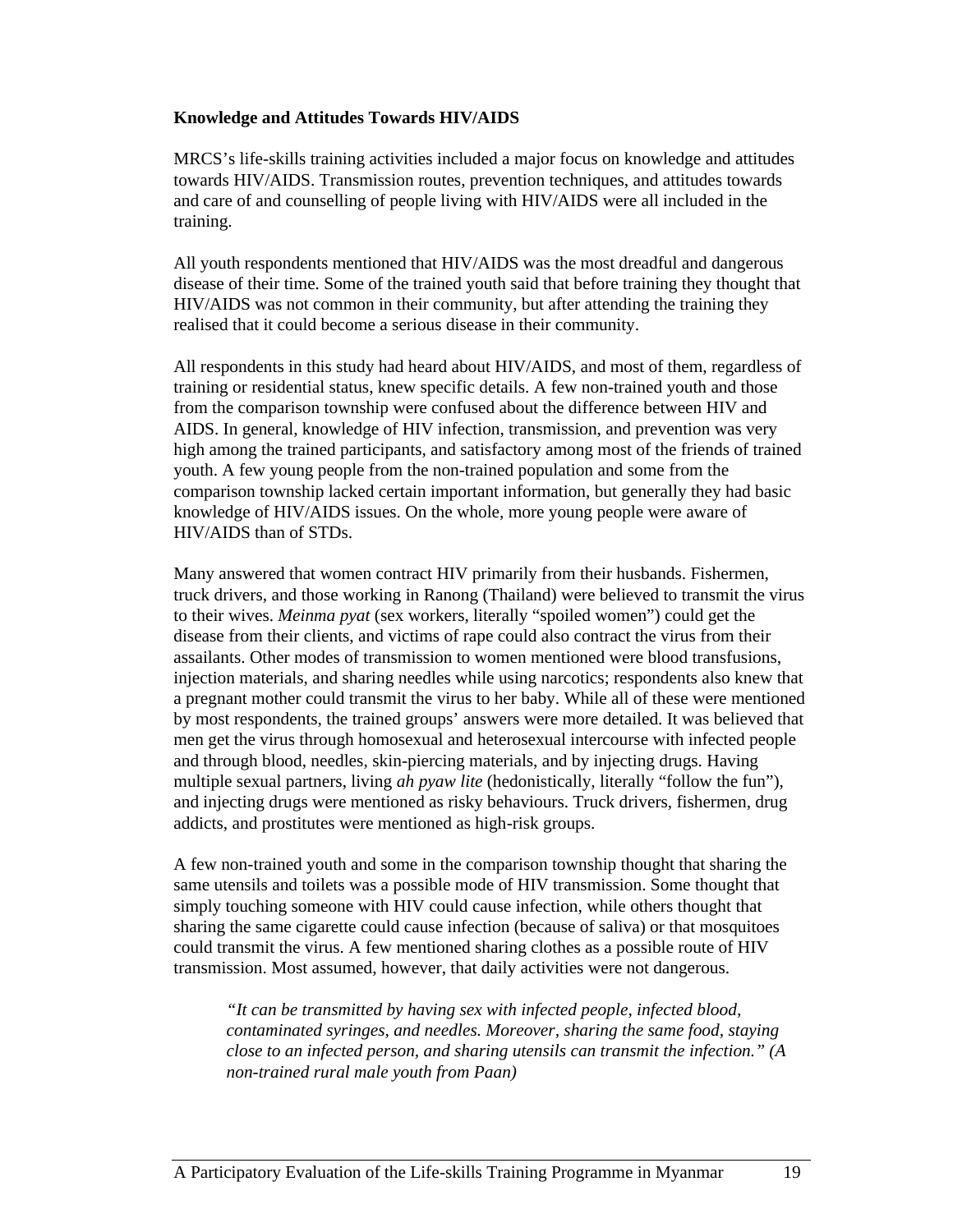**Knowledge and Attitudes Towards HIV/AIDS**

MRCS's life-skills training activities included a major focus on knowledge and attitudes towards HIV/AIDS. Transmission routes, prevention techniques, and attitudes towards and care of and counselling of people living with HIV/AIDS were all included in the training.

All youth respondents mentioned that HIV/AIDS was the most dreadful and dangerous disease of their time. Some of the trained youth said that before training they thought that HIV/AIDS was not common in their community, but after attending the training they realised that it could become a serious disease in their community.

All respondents in this study had heard about HIV/AIDS, and most of them, regardless of training or residential status, knew specific details. A few non-trained youth and those from the comparison township were confused about the difference between HIV and AIDS. In general, knowledge of HIV infection, transmission, and prevention was very high among the trained participants, and satisfactory among most of the friends of trained youth. A few young people from the non-trained population and some from the comparison township lacked certain important information, but generally they had basic knowledge of HIV/AIDS issues. On the whole, more young people were aware of HIV/AIDS than of STDs.

Many answered that women contract HIV primarily from their husbands. Fishermen, truck drivers, and those working in Ranong (Thailand) were believed to transmit the virus to their wives. *Meinma pyat* (sex workers, literally "spoiled women") could get the disease from their clients, and victims of rape could also contract the virus from their assailants. Other modes of transmission to women mentioned were blood transfusions, injection materials, and sharing needles while using narcotics; respondents also knew that a pregnant mother could transmit the virus to her baby. While all of these were mentioned by most respondents, the trained groups' answers were more detailed. It was believed that men get the virus through homosexual and heterosexual intercourse with infected people and through blood, needles, skin-piercing materials, and by injecting drugs. Having multiple sexual partners, living *ah pyaw lite* (hedonistically, literally "follow the fun"), and injecting drugs were mentioned as risky behaviours. Truck drivers, fishermen, drug addicts, and prostitutes were mentioned as high-risk groups.

A few non-trained youth and some in the comparison township thought that sharing the same utensils and toilets was a possible mode of HIV transmission. Some thought that simply touching someone with HIV could cause infection, while others thought that sharing the same cigarette could cause infection (because of saliva) or that mosquitoes could transmit the virus. A few mentioned sharing clothes as a possible route of HIV transmission. Most assumed, however, that daily activities were not dangerous.

> *"It can be transmitted by having sex with infected people, infected blood, contaminated syringes, and needles. Moreover, sharing the same food, staying close to an infected person, and sharing utensils can transmit the infection." (A non-trained rural male youth from Paan)*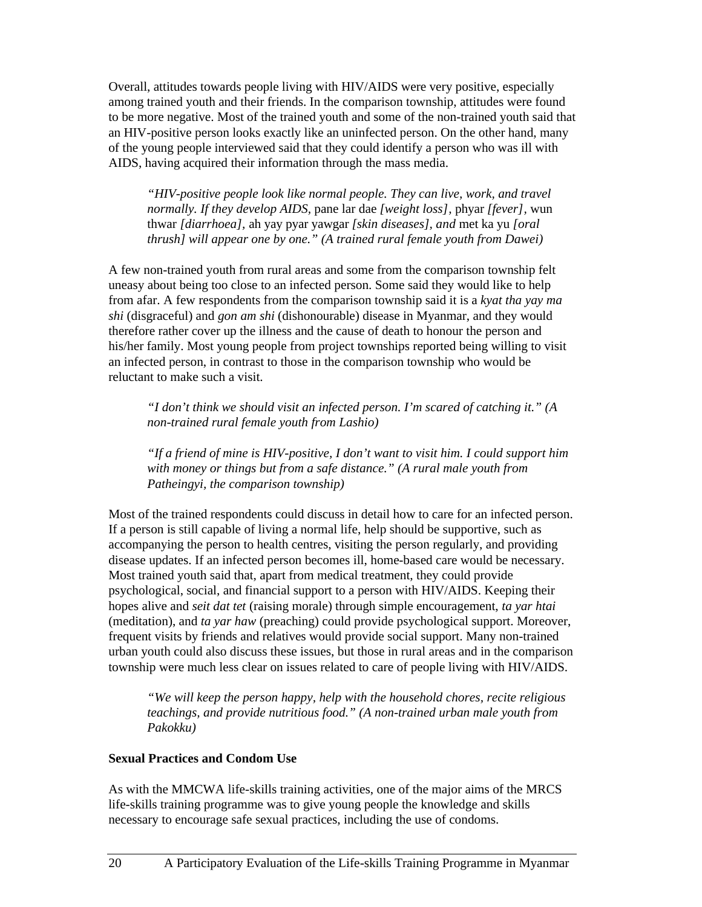Overall, attitudes towards people living with HIV/AIDS were very positive, especially among trained youth and their friends. In the comparison township, attitudes were found to be more negative. Most of the trained youth and some of the non-trained youth said that an HIV-positive person looks exactly like an uninfected person. On the other hand, many of the young people interviewed said that they could identify a person who was ill with AIDS, having acquired their information through the mass media.

> *"HIV-positive people look like normal people. They can live, work, and travel normally. If they develop AIDS,* pane lar dae *[weight loss],* phyar *[fever],* wun thwar *[diarrhoea],* ah yay pyar yawgar *[skin diseases], and* met ka yu *[oral thrush] will appear one by one." (A trained rural female youth from Dawei)*

A few non-trained youth from rural areas and some from the comparison township felt uneasy about being too close to an infected person. Some said they would like to help from afar. A few respondents from the comparison township said it is a *kyat tha yay ma shi* (disgraceful) and *gon am shi* (dishonourable) disease in Myanmar, and they would therefore rather cover up the illness and the cause of death to honour the person and his/her family. Most young people from project townships reported being willing to visit an infected person, in contrast to those in the comparison township who would be reluctant to make such a visit.

> *"I don't think we should visit an infected person. I'm scared of catching it." (A non-trained rural female youth from Lashio)*

> *"If a friend of mine is HIV-positive, I don't want to visit him. I could support him with money or things but from a safe distance." (A rural male youth from Patheingyi, the comparison township)*

Most of the trained respondents could discuss in detail how to care for an infected person. If a person is still capable of living a normal life, help should be supportive, such as accompanying the person to health centres, visiting the person regularly, and providing disease updates. If an infected person becomes ill, home-based care would be necessary. Most trained youth said that, apart from medical treatment, they could provide psychological, social, and financial support to a person with HIV/AIDS. Keeping their hopes alive and *seit dat tet* (raising morale) through simple encouragement, *ta yar htai* (meditation), and *ta yar haw* (preaching) could provide psychological support. Moreover, frequent visits by friends and relatives would provide social support. Many non-trained urban youth could also discuss these issues, but those in rural areas and in the comparison township were much less clear on issues related to care of people living with HIV/AIDS.

> *"We will keep the person happy, help with the household chores, recite religious teachings, and provide nutritious food." (A non-trained urban male youth from Pakokku)*

**Sexual Practices and Condom Use**

As with the MMCWA life-skills training activities, one of the major aims of the MRCS life-skills training programme was to give young people the knowledge and skills necessary to encourage safe sexual practices, including the use of condoms.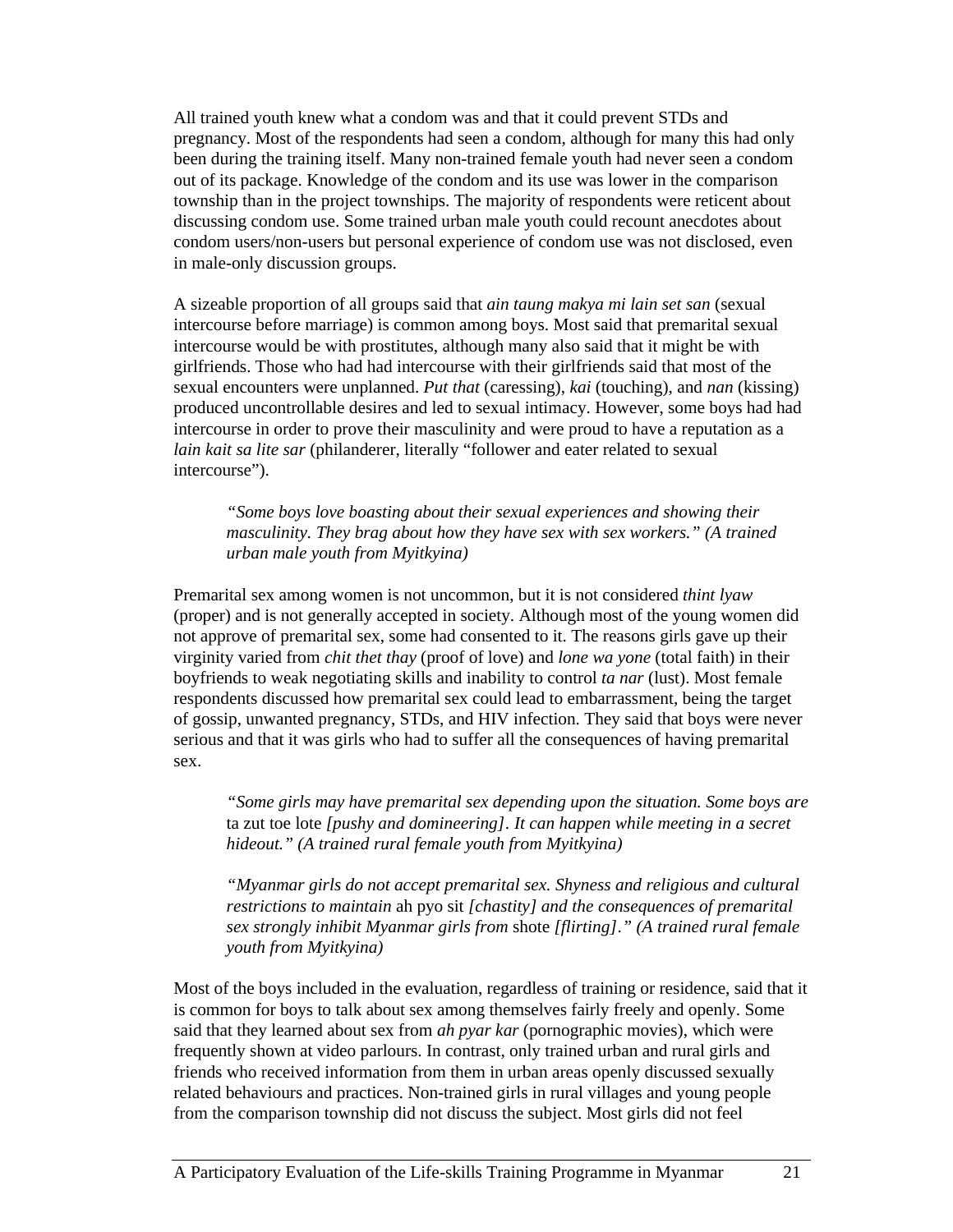All trained youth knew what a condom was and that it could prevent STDs and pregnancy. Most of the respondents had seen a condom, although for many this had only been during the training itself. Many non-trained female youth had never seen a condom out of its package. Knowledge of the condom and its use was lower in the comparison township than in the project townships. The majority of respondents were reticent about discussing condom use. Some trained urban male youth could recount anecdotes about condom users/non-users but personal experience of condom use was not disclosed, even in male-only discussion groups.

A sizeable proportion of all groups said that *ain taung makya mi lain set san* (sexual intercourse before marriage) is common among boys. Most said that premarital sexual intercourse would be with prostitutes, although many also said that it might be with girlfriends. Those who had had intercourse with their girlfriends said that most of the sexual encounters were unplanned. *Put that* (caressing), *kai* (touching), and *nan* (kissing) produced uncontrollable desires and led to sexual intimacy. However, some boys had had intercourse in order to prove their masculinity and were proud to have a reputation as a *lain kait sa lite sar* (philanderer, literally "follower and eater related to sexual intercourse").

> *"Some boys love boasting about their sexual experiences and showing their masculinity. They brag about how they have sex with sex workers." (A trained urban male youth from Myitkyina)*

Premarital sex among women is not uncommon, but it is not considered *thint lyaw* (proper) and is not generally accepted in society. Although most of the young women did not approve of premarital sex, some had consented to it. The reasons girls gave up their virginity varied from *chit thet thay* (proof of love) and *lone wa yone* (total faith) in their boyfriends to weak negotiating skills and inability to control *ta nar* (lust). Most female respondents discussed how premarital sex could lead to embarrassment, being the target of gossip, unwanted pregnancy, STDs, and HIV infection. They said that boys were never serious and that it was girls who had to suffer all the consequences of having premarital sex.

> *"Some girls may have premarital sex depending upon the situation. Some boys are* ta zut toe lote *[pushy and domineering]. It can happen while meeting in a secret hideout." (A trained rural female youth from Myitkyina)*

> *"Myanmar girls do not accept premarital sex. Shyness and religious and cultural restrictions to maintain* ah pyo sit *[chastity] and the consequences of premarital sex strongly inhibit Myanmar girls from* shote *[flirting]." (A trained rural female youth from Myitkyina)*

Most of the boys included in the evaluation, regardless of training or residence, said that it is common for boys to talk about sex among themselves fairly freely and openly. Some said that they learned about sex from *ah pyar kar* (pornographic movies), which were frequently shown at video parlours. In contrast, only trained urban and rural girls and friends who received information from them in urban areas openly discussed sexually related behaviours and practices. Non-trained girls in rural villages and young people from the comparison township did not discuss the subject. Most girls did not feel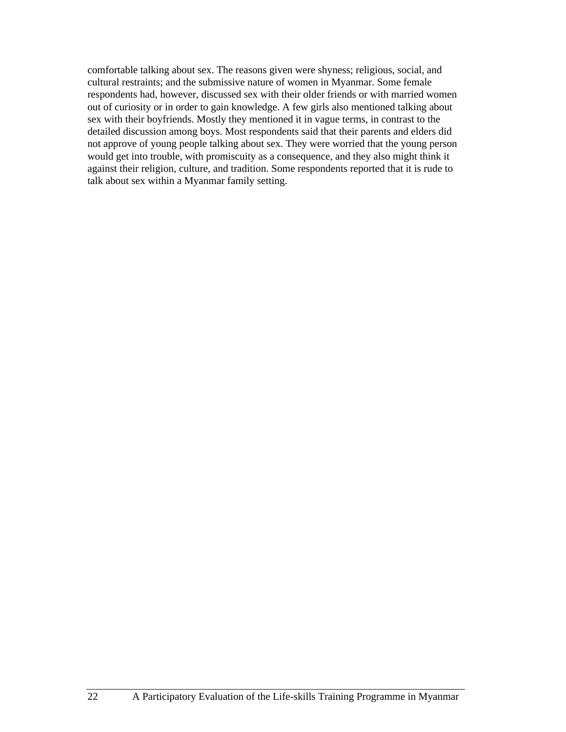comfortable talking about sex. The reasons given were shyness; religious, social, and cultural restraints; and the submissive nature of women in Myanmar. Some female respondents had, however, discussed sex with their older friends or with married women out of curiosity or in order to gain knowledge. A few girls also mentioned talking about sex with their boyfriends. Mostly they mentioned it in vague terms, in contrast to the detailed discussion among boys. Most respondents said that their parents and elders did not approve of young people talking about sex. They were worried that the young person would get into trouble, with promiscuity as a consequence, and they also might think it against their religion, culture, and tradition. Some respondents reported that it is rude to talk about sex within a Myanmar family setting.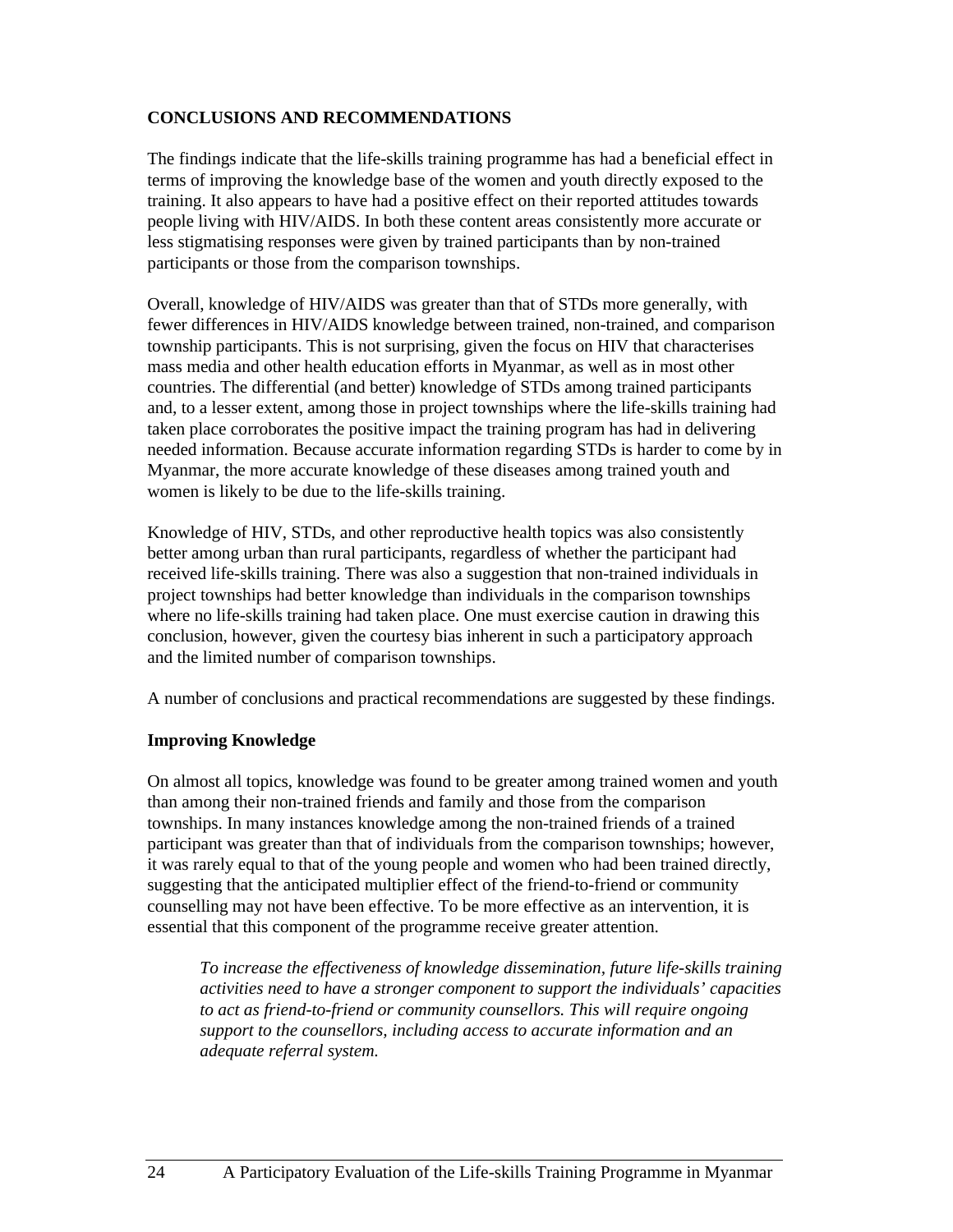## CONCLUSIONS AND RECOMMENDATIONS

The findings indicate that the life-skills training programme has had a beneficial effect in terms of improving the knowledge base of the women and youth directly exposed to the training. It also appears to have had a positive effect on their reported attitudes towards people living with HIV/AIDS. In both these content areas consistently more accurate or less stigmatising responses were given by trained participants than by non-trained participants or those from the comparison townships.

Overall, knowledge of HIV/AIDS was greater than that of STDs more generally, with fewer differences in HIV/AIDS knowledge between trained, non-trained, and comparison township participants. This is not surprising, given the focus on HIV that characterises mass media and other health education efforts in Myanmar, as well as in most other countries. The differential (and better) knowledge of STDs among trained participants and, to a lesser extent, among those in project townships where the life-skills training had taken place corroborates the positive impact the training program has had in delivering needed information. Because accurate information regarding STDs is harder to come by in Myanmar, the more accurate knowledge of these diseases among trained youth and women is likely to be due to the life-skills training.

Knowledge of HIV, STDs, and other reproductive health topics was also consistently better among urban than rural participants, regardless of whether the participant had received life-skills training. There was also a suggestion that non-trained individuals in project townships had better knowledge than individuals in the comparison townships where no life-skills training had taken place. One must exercise caution in drawing this conclusion, however, given the courtesy bias inherent in such a participatory approach and the limited number of comparison townships.

A number of conclusions and practical recommendations are suggested by these findings.

### Improving Knowledge

On almost all topics, knowledge was found to be greater among trained women and youth than among their non-trained friends and family and those from the comparison townships. In many instances knowledge among the non-trained friends of a trained participant was greater than that of individuals from the comparison townships; however, it was rarely equal to that of the young people and women who had been trained directly, suggesting that the anticipated multiplier effect of the friend-to-friend or community counselling may not have been effective. To be more effective as an intervention, it is essential that this component of the programme receive greater attention.

> *To increase the effectiveness of knowledge dissemination, future life-skills training activities need to have a stronger component to support the individuals' capacities to act as friend-to-friend or community counsellors. This will require ongoing support to the counsellors, including access to accurate information and an adequate referral system.*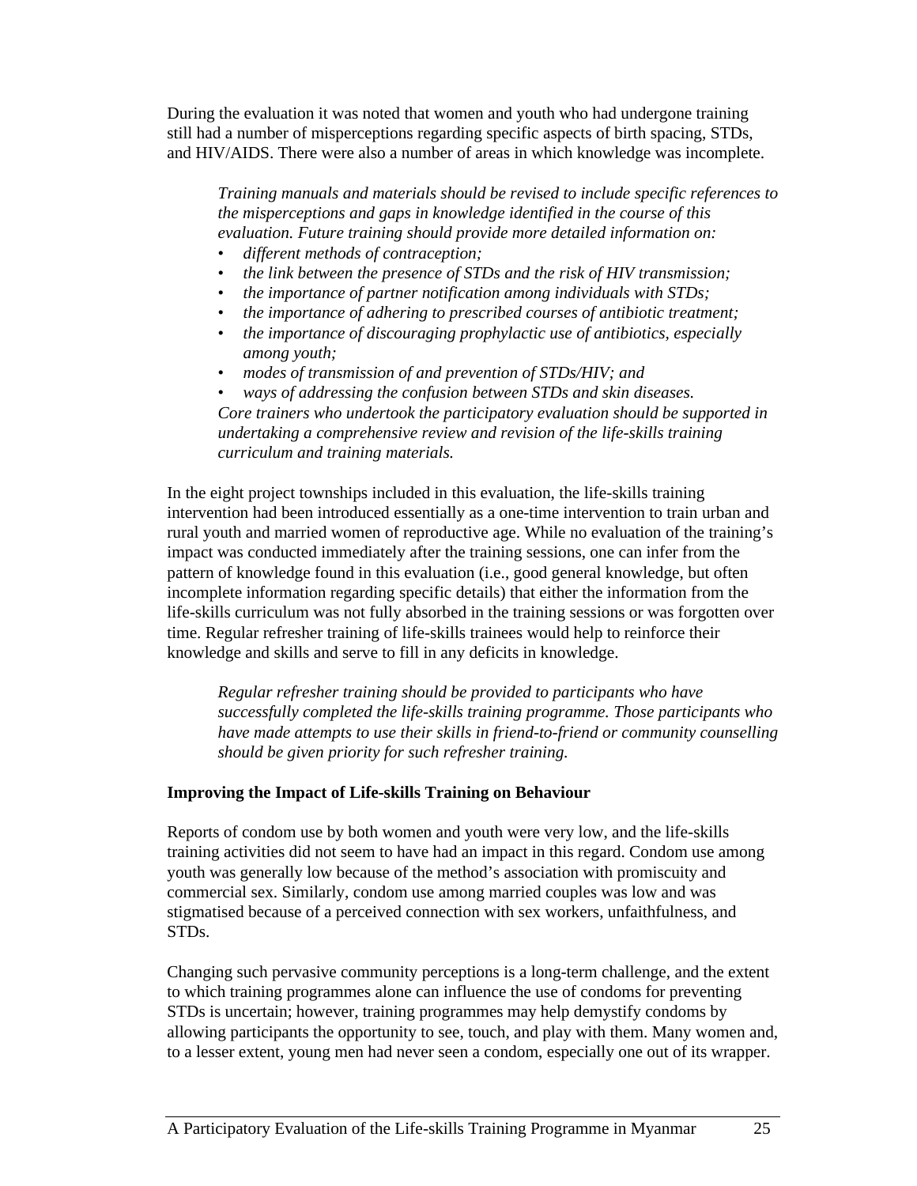During the evaluation it was noted that women and youth who had undergone training still had a number of misperceptions regarding specific aspects of birth spacing, STDs, and HIV/AIDS. There were also a number of areas in which knowledge was incomplete.

> *Training manuals and materials should be revised to include specific references to the misperceptions and gaps in knowledge identified in the course of this evaluation. Future training should provide more detailed information on:*
>
> - *different methods of contraception;*
> - *the link between the presence of STDs and the risk of HIV transmission;*
> - *the importance of partner notification among individuals with STDs;*
> - *the importance of adhering to prescribed courses of antibiotic treatment;*
> - *the importance of discouraging prophylactic use of antibiotics, especially among youth;*
> - *modes of transmission of and prevention of STDs/HIV; and*
> - *ways of addressing the confusion between STDs and skin diseases.*
>
> *Core trainers who undertook the participatory evaluation should be supported in undertaking a comprehensive review and revision of the life-skills training curriculum and training materials.*

In the eight project townships included in this evaluation, the life-skills training intervention had been introduced essentially as a one-time intervention to train urban and rural youth and married women of reproductive age. While no evaluation of the training's impact was conducted immediately after the training sessions, one can infer from the pattern of knowledge found in this evaluation (i.e., good general knowledge, but often incomplete information regarding specific details) that either the information from the life-skills curriculum was not fully absorbed in the training sessions or was forgotten over time. Regular refresher training of life-skills trainees would help to reinforce their knowledge and skills and serve to fill in any deficits in knowledge.

> *Regular refresher training should be provided to participants who have successfully completed the life-skills training programme. Those participants who have made attempts to use their skills in friend-to-friend or community counselling should be given priority for such refresher training.*

**Improving the Impact of Life-skills Training on Behaviour**

Reports of condom use by both women and youth were very low, and the life-skills training activities did not seem to have had an impact in this regard. Condom use among youth was generally low because of the method's association with promiscuity and commercial sex. Similarly, condom use among married couples was low and was stigmatised because of a perceived connection with sex workers, unfaithfulness, and STDs.

Changing such pervasive community perceptions is a long-term challenge, and the extent to which training programmes alone can influence the use of condoms for preventing STDs is uncertain; however, training programmes may help demystify condoms by allowing participants the opportunity to see, touch, and play with them. Many women and, to a lesser extent, young men had never seen a condom, especially one out of its wrapper.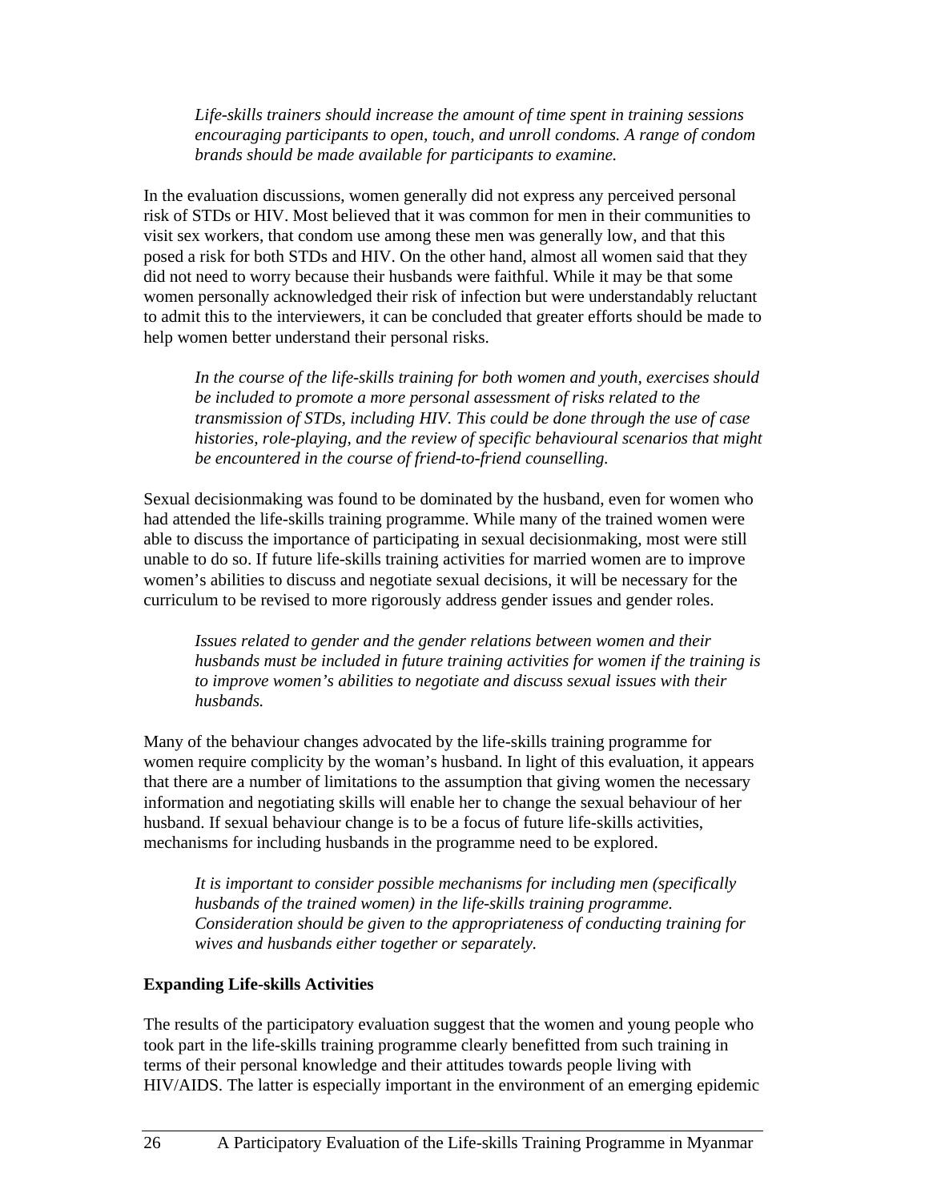*Life-skills trainers should increase the amount of time spent in training sessions encouraging participants to open, touch, and unroll condoms. A range of condom brands should be made available for participants to examine.*

In the evaluation discussions, women generally did not express any perceived personal risk of STDs or HIV. Most believed that it was common for men in their communities to visit sex workers, that condom use among these men was generally low, and that this posed a risk for both STDs and HIV. On the other hand, almost all women said that they did not need to worry because their husbands were faithful. While it may be that some women personally acknowledged their risk of infection but were understandably reluctant to admit this to the interviewers, it can be concluded that greater efforts should be made to help women better understand their personal risks.

*In the course of the life-skills training for both women and youth, exercises should be included to promote a more personal assessment of risks related to the transmission of STDs, including HIV. This could be done through the use of case histories, role-playing, and the review of specific behavioural scenarios that might be encountered in the course of friend-to-friend counselling.*

Sexual decisionmaking was found to be dominated by the husband, even for women who had attended the life-skills training programme. While many of the trained women were able to discuss the importance of participating in sexual decisionmaking, most were still unable to do so. If future life-skills training activities for married women are to improve women's abilities to discuss and negotiate sexual decisions, it will be necessary for the curriculum to be revised to more rigorously address gender issues and gender roles.

*Issues related to gender and the gender relations between women and their husbands must be included in future training activities for women if the training is to improve women's abilities to negotiate and discuss sexual issues with their husbands.*

Many of the behaviour changes advocated by the life-skills training programme for women require complicity by the woman's husband. In light of this evaluation, it appears that there are a number of limitations to the assumption that giving women the necessary information and negotiating skills will enable her to change the sexual behaviour of her husband. If sexual behaviour change is to be a focus of future life-skills activities, mechanisms for including husbands in the programme need to be explored.

*It is important to consider possible mechanisms for including men (specifically husbands of the trained women) in the life-skills training programme. Consideration should be given to the appropriateness of conducting training for wives and husbands either together or separately.*

**Expanding Life-skills Activities**

The results of the participatory evaluation suggest that the women and young people who took part in the life-skills training programme clearly benefitted from such training in terms of their personal knowledge and their attitudes towards people living with HIV/AIDS. The latter is especially important in the environment of an emerging epidemic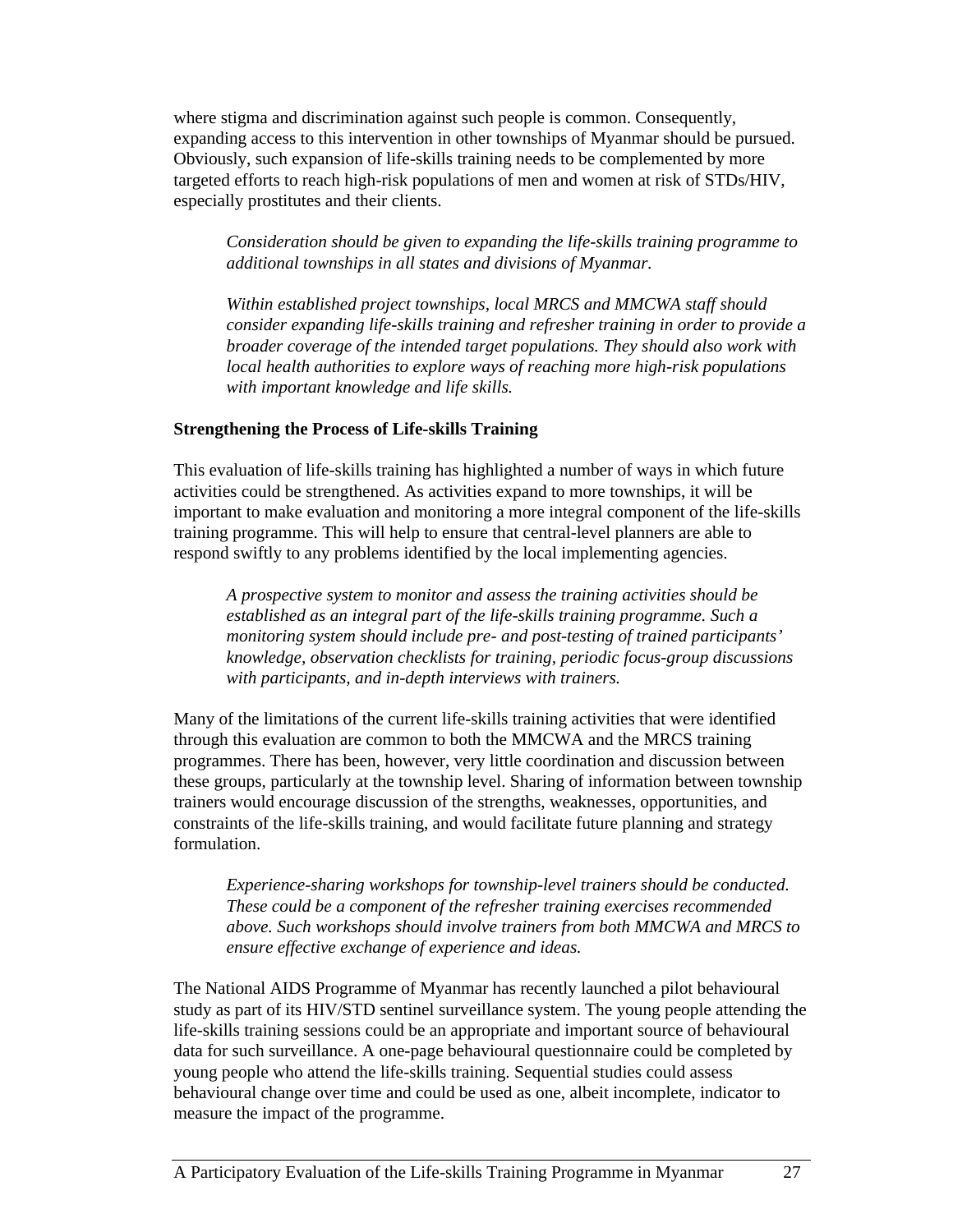where stigma and discrimination against such people is common. Consequently, expanding access to this intervention in other townships of Myanmar should be pursued. Obviously, such expansion of life-skills training needs to be complemented by more targeted efforts to reach high-risk populations of men and women at risk of STDs/HIV, especially prostitutes and their clients.

> *Consideration should be given to expanding the life-skills training programme to additional townships in all states and divisions of Myanmar.*
>
> *Within established project townships, local MRCS and MMCWA staff should consider expanding life-skills training and refresher training in order to provide a broader coverage of the intended target populations. They should also work with local health authorities to explore ways of reaching more high-risk populations with important knowledge and life skills.*

**Strengthening the Process of Life-skills Training**

This evaluation of life-skills training has highlighted a number of ways in which future activities could be strengthened. As activities expand to more townships, it will be important to make evaluation and monitoring a more integral component of the life-skills training programme. This will help to ensure that central-level planners are able to respond swiftly to any problems identified by the local implementing agencies.

> *A prospective system to monitor and assess the training activities should be established as an integral part of the life-skills training programme. Such a monitoring system should include pre- and post-testing of trained participants' knowledge, observation checklists for training, periodic focus-group discussions with participants, and in-depth interviews with trainers.*

Many of the limitations of the current life-skills training activities that were identified through this evaluation are common to both the MMCWA and the MRCS training programmes. There has been, however, very little coordination and discussion between these groups, particularly at the township level. Sharing of information between township trainers would encourage discussion of the strengths, weaknesses, opportunities, and constraints of the life-skills training, and would facilitate future planning and strategy formulation.

> *Experience-sharing workshops for township-level trainers should be conducted. These could be a component of the refresher training exercises recommended above. Such workshops should involve trainers from both MMCWA and MRCS to ensure effective exchange of experience and ideas.*

The National AIDS Programme of Myanmar has recently launched a pilot behavioural study as part of its HIV/STD sentinel surveillance system. The young people attending the life-skills training sessions could be an appropriate and important source of behavioural data for such surveillance. A one-page behavioural questionnaire could be completed by young people who attend the life-skills training. Sequential studies could assess behavioural change over time and could be used as one, albeit incomplete, indicator to measure the impact of the programme.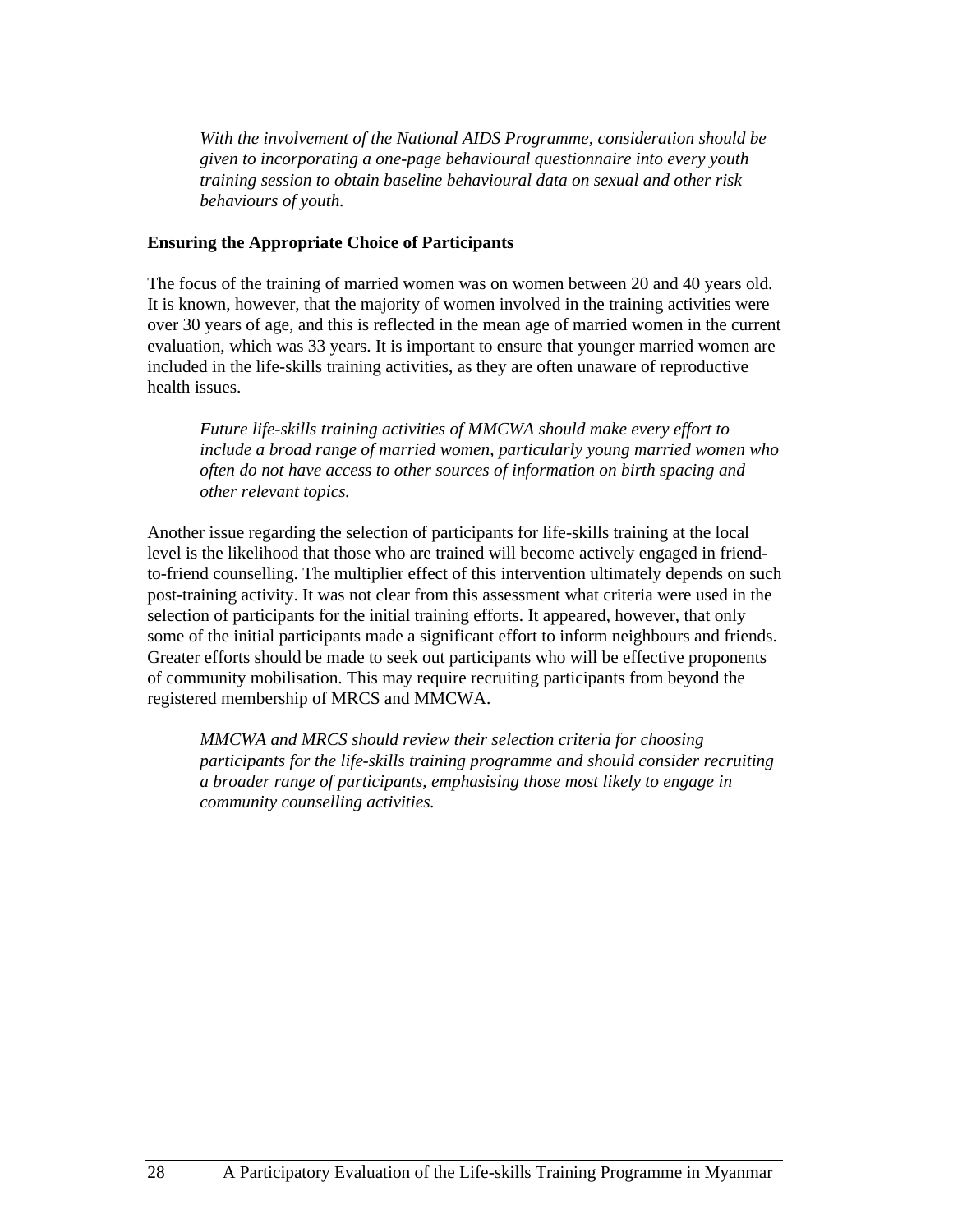*With the involvement of the National AIDS Programme, consideration should be given to incorporating a one-page behavioural questionnaire into every youth training session to obtain baseline behavioural data on sexual and other risk behaviours of youth.*

**Ensuring the Appropriate Choice of Participants**

The focus of the training of married women was on women between 20 and 40 years old. It is known, however, that the majority of women involved in the training activities were over 30 years of age, and this is reflected in the mean age of married women in the current evaluation, which was 33 years. It is important to ensure that younger married women are included in the life-skills training activities, as they are often unaware of reproductive health issues.

*Future life-skills training activities of MMCWA should make every effort to include a broad range of married women, particularly young married women who often do not have access to other sources of information on birth spacing and other relevant topics.*

Another issue regarding the selection of participants for life-skills training at the local level is the likelihood that those who are trained will become actively engaged in friend-to-friend counselling. The multiplier effect of this intervention ultimately depends on such post-training activity. It was not clear from this assessment what criteria were used in the selection of participants for the initial training efforts. It appeared, however, that only some of the initial participants made a significant effort to inform neighbours and friends. Greater efforts should be made to seek out participants who will be effective proponents of community mobilisation. This may require recruiting participants from beyond the registered membership of MRCS and MMCWA.

*MMCWA and MRCS should review their selection criteria for choosing participants for the life-skills training programme and should consider recruiting a broader range of participants, emphasising those most likely to engage in community counselling activities.*